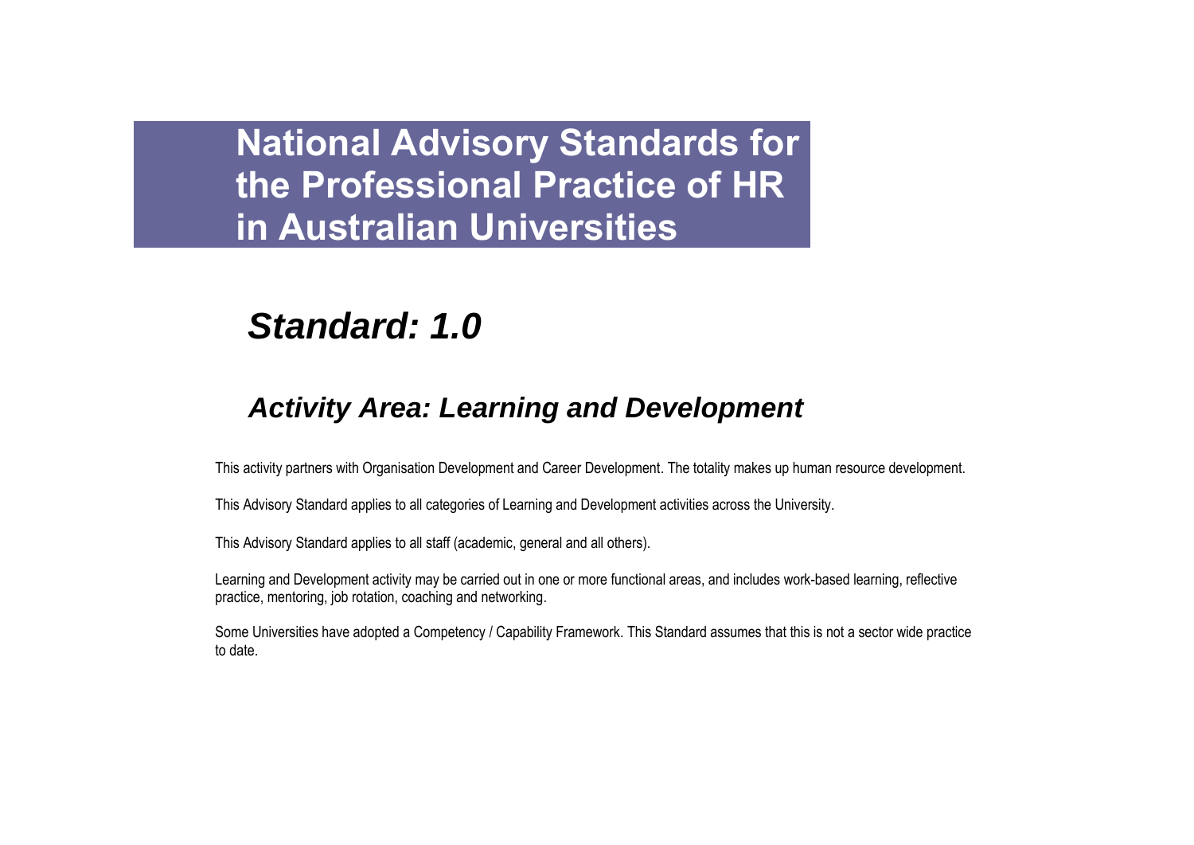# National Advisory Standards for the Professional Practice of HR in Australian Universities

## *Standard: 1.0*

### *Activity Area: Learning and Development*

This activity partners with Organisation Development and Career Development. The totality makes up human resource development.

This Advisory Standard applies to all categories of Learning and Development activities across the University.

This Advisory Standard applies to all staff (academic, general and all others).

Learning and Development activity may be carried out in one or more functional areas, and includes work-based learning, reflective practice, mentoring, job rotation, coaching and networking.

Some Universities have adopted a Competency / Capability Framework. This Standard assumes that this is not a sector wide practice to date.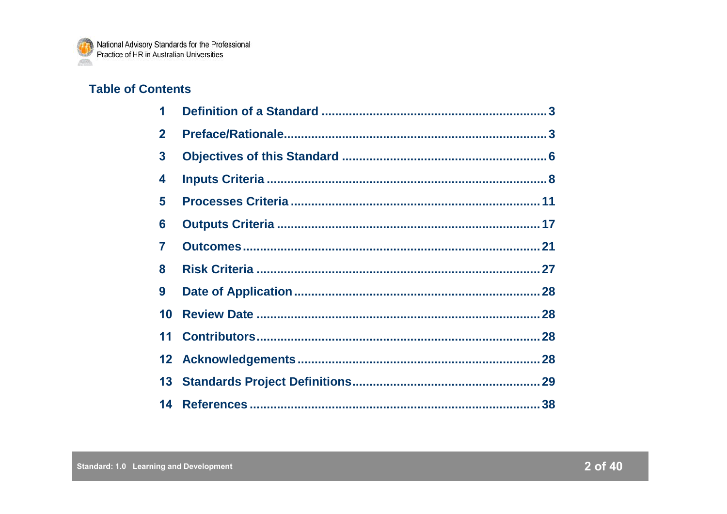## Table of Contents

| | | |
|---|---|---|
| 1 | Definition of a Standard | 3 |
| 2 | Preface/Rationale | 3 |
| 3 | Objectives of this Standard | 6 |
| 4 | Inputs Criteria | 8 |
| 5 | Processes Criteria | 11 |
| 6 | Outputs Criteria | 17 |
| 7 | Outcomes | 21 |
| 8 | Risk Criteria | 27 |
| 9 | Date of Application | 28 |
| 10 | Review Date | 28 |
| 11 | Contributors | 28 |
| 12 | Acknowledgements | 28 |
| 13 | Standards Project Definitions | 29 |
| 14 | References | 38 |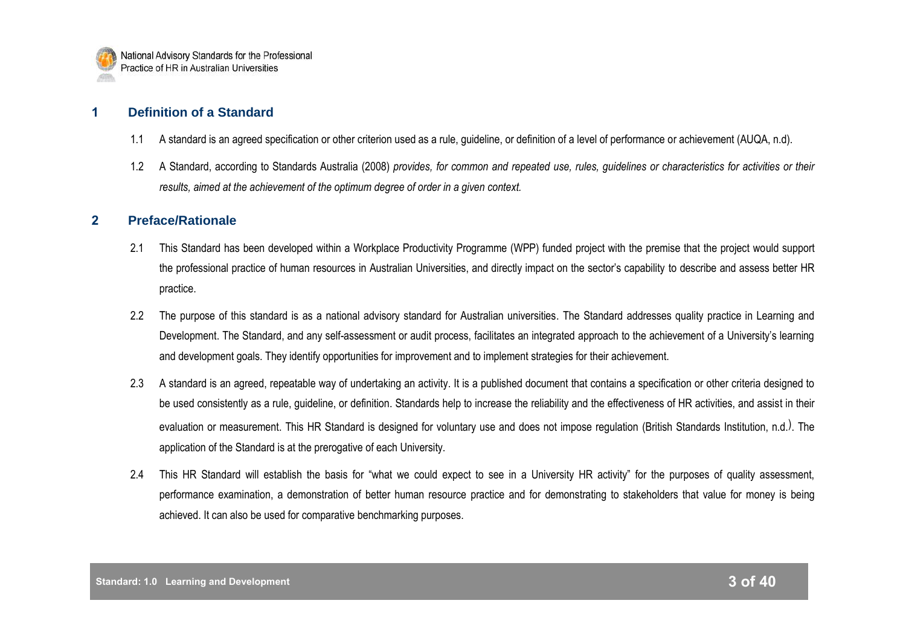## 1 Definition of a Standard

1.1 A standard is an agreed specification or other criterion used as a rule, guideline, or definition of a level of performance or achievement (AUQA, n.d).

1.2 A Standard, according to Standards Australia (2008) *provides, for common and repeated use, rules, guidelines or characteristics for activities or their results, aimed at the achievement of the optimum degree of order in a given context.*

## 2 Preface/Rationale

2.1 This Standard has been developed within a Workplace Productivity Programme (WPP) funded project with the premise that the project would support the professional practice of human resources in Australian Universities, and directly impact on the sector's capability to describe and assess better HR practice.

2.2 The purpose of this standard is as a national advisory standard for Australian universities. The Standard addresses quality practice in Learning and Development. The Standard, and any self-assessment or audit process, facilitates an integrated approach to the achievement of a University's learning and development goals. They identify opportunities for improvement and to implement strategies for their achievement.

2.3 A standard is an agreed, repeatable way of undertaking an activity. It is a published document that contains a specification or other criteria designed to be used consistently as a rule, guideline, or definition. Standards help to increase the reliability and the effectiveness of HR activities, and assist in their evaluation or measurement. This HR Standard is designed for voluntary use and does not impose regulation (British Standards Institution, n.d.). The application of the Standard is at the prerogative of each University.

2.4 This HR Standard will establish the basis for "what we could expect to see in a University HR activity" for the purposes of quality assessment, performance examination, a demonstration of better human resource practice and for demonstrating to stakeholders that value for money is being achieved. It can also be used for comparative benchmarking purposes.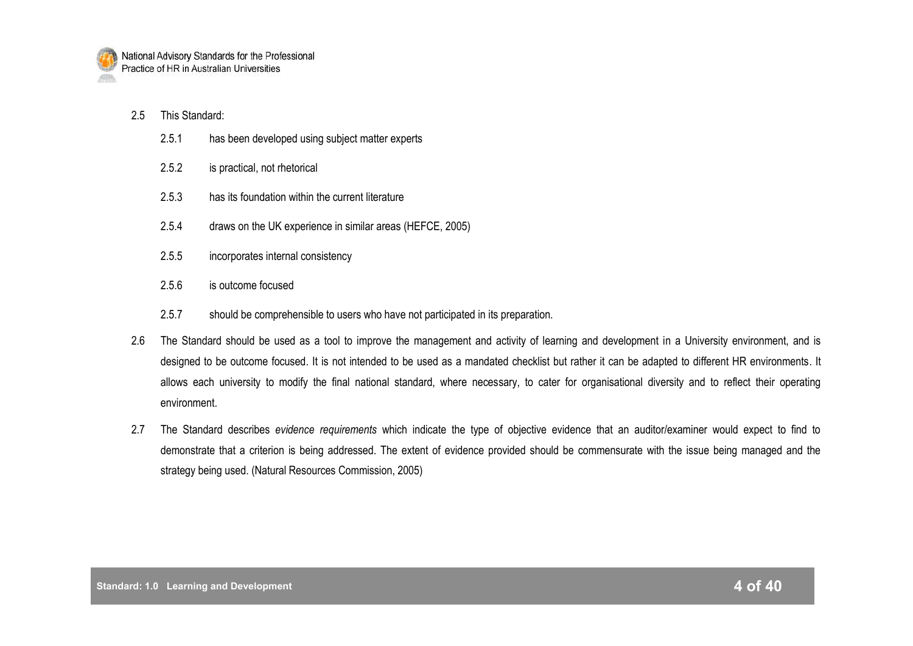2.5 This Standard:

- 2.5.1 has been developed using subject matter experts
- 2.5.2 is practical, not rhetorical
- 2.5.3 has its foundation within the current literature
- 2.5.4 draws on the UK experience in similar areas (HEFCE, 2005)
- 2.5.5 incorporates internal consistency
- 2.5.6 is outcome focused
- 2.5.7 should be comprehensible to users who have not participated in its preparation.

2.6 The Standard should be used as a tool to improve the management and activity of learning and development in a University environment, and is designed to be outcome focused. It is not intended to be used as a mandated checklist but rather it can be adapted to different HR environments. It allows each university to modify the final national standard, where necessary, to cater for organisational diversity and to reflect their operating environment.

2.7 The Standard describes *evidence requirements* which indicate the type of objective evidence that an auditor/examiner would expect to find to demonstrate that a criterion is being addressed. The extent of evidence provided should be commensurate with the issue being managed and the strategy being used. (Natural Resources Commission, 2005)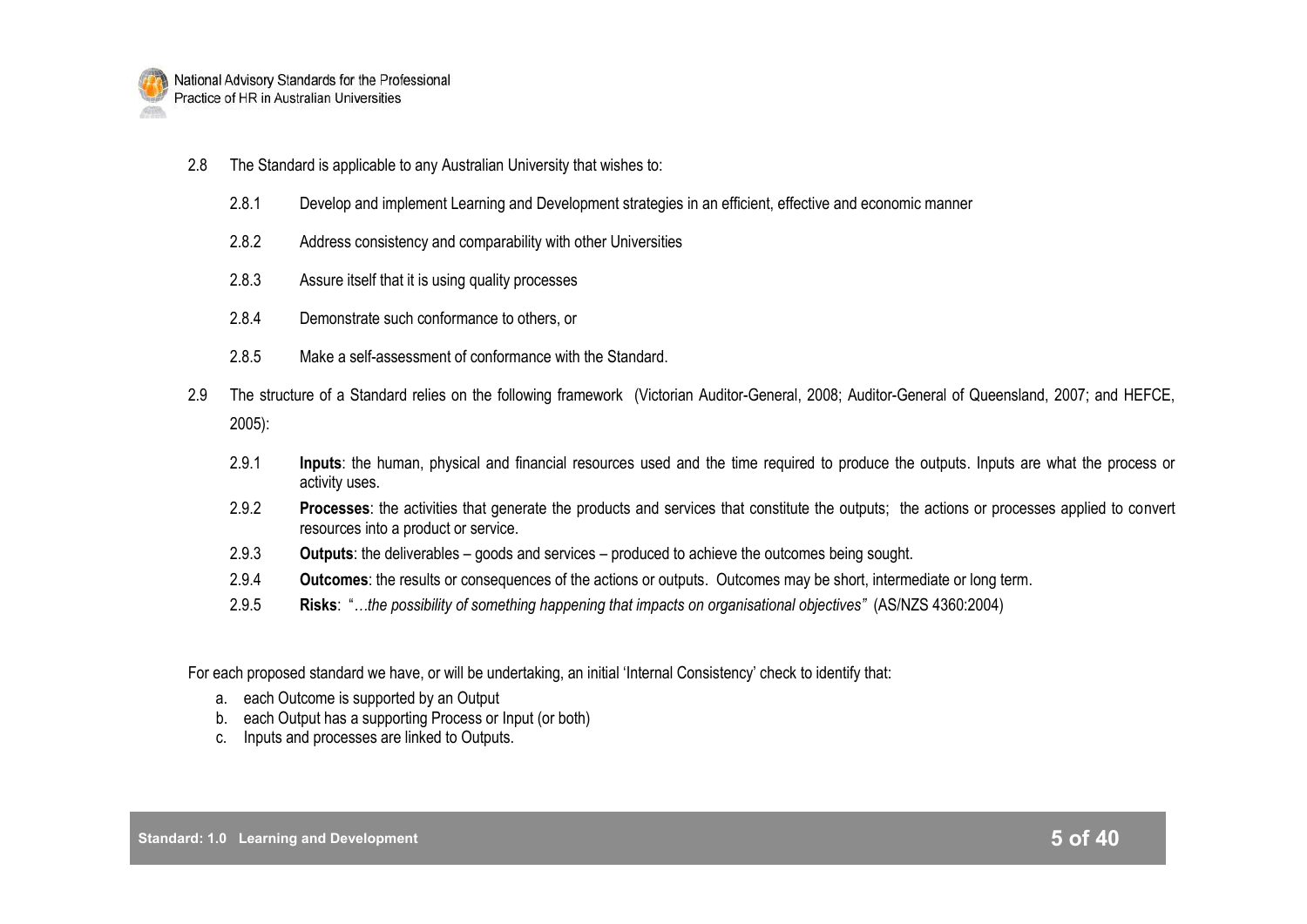2.8 The Standard is applicable to any Australian University that wishes to:

- 2.8.1 Develop and implement Learning and Development strategies in an efficient, effective and economic manner
- 2.8.2 Address consistency and comparability with other Universities
- 2.8.3 Assure itself that it is using quality processes
- 2.8.4 Demonstrate such conformance to others, or
- 2.8.5 Make a self-assessment of conformance with the Standard.

2.9 The structure of a Standard relies on the following framework (Victorian Auditor-General, 2008; Auditor-General of Queensland, 2007; and HEFCE, 2005):

- 2.9.1 **Inputs**: the human, physical and financial resources used and the time required to produce the outputs. Inputs are what the process or activity uses.
- 2.9.2 **Processes**: the activities that generate the products and services that constitute the outputs; the actions or processes applied to convert resources into a product or service.
- 2.9.3 **Outputs**: the deliverables – goods and services – produced to achieve the outcomes being sought.
- 2.9.4 **Outcomes**: the results or consequences of the actions or outputs. Outcomes may be short, intermediate or long term.
- 2.9.5 **Risks**: "*…the possibility of something happening that impacts on organisational objectives"* (AS/NZS 4360:2004)

For each proposed standard we have, or will be undertaking, an initial 'Internal Consistency' check to identify that:

a. each Outcome is supported by an Output
b. each Output has a supporting Process or Input (or both)
c. Inputs and processes are linked to Outputs.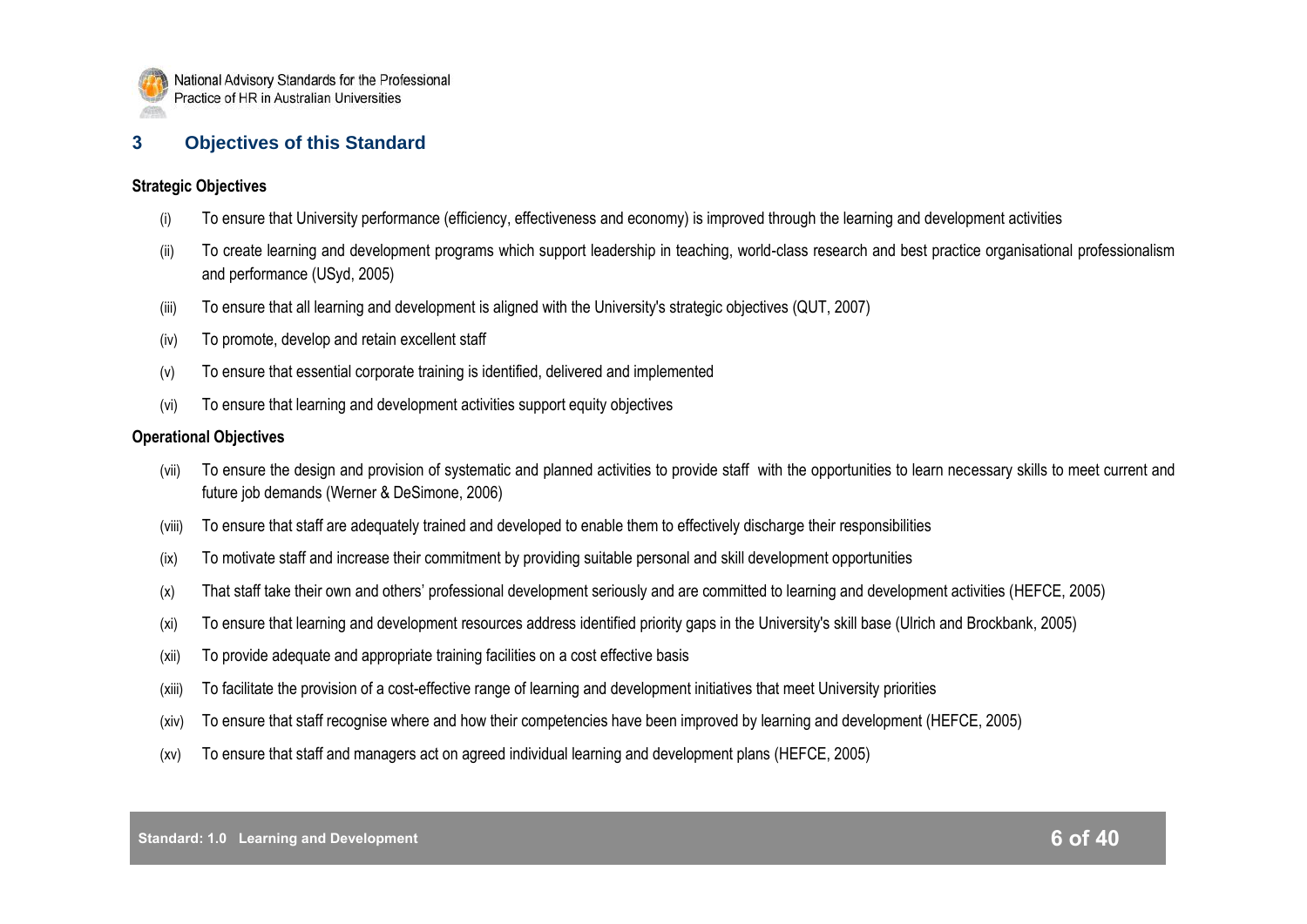## 3 Objectives of this Standard

**Strategic Objectives**

- (i) To ensure that University performance (efficiency, effectiveness and economy) is improved through the learning and development activities
- (ii) To create learning and development programs which support leadership in teaching, world-class research and best practice organisational professionalism and performance (USyd, 2005)
- (iii) To ensure that all learning and development is aligned with the University's strategic objectives (QUT, 2007)
- (iv) To promote, develop and retain excellent staff
- (v) To ensure that essential corporate training is identified, delivered and implemented
- (vi) To ensure that learning and development activities support equity objectives

**Operational Objectives**

- (vii) To ensure the design and provision of systematic and planned activities to provide staff with the opportunities to learn necessary skills to meet current and future job demands (Werner & DeSimone, 2006)
- (viii) To ensure that staff are adequately trained and developed to enable them to effectively discharge their responsibilities
- (ix) To motivate staff and increase their commitment by providing suitable personal and skill development opportunities
- (x) That staff take their own and others' professional development seriously and are committed to learning and development activities (HEFCE, 2005)
- (xi) To ensure that learning and development resources address identified priority gaps in the University's skill base (Ulrich and Brockbank, 2005)
- (xii) To provide adequate and appropriate training facilities on a cost effective basis
- (xiii) To facilitate the provision of a cost-effective range of learning and development initiatives that meet University priorities
- (xiv) To ensure that staff recognise where and how their competencies have been improved by learning and development (HEFCE, 2005)
- (xv) To ensure that staff and managers act on agreed individual learning and development plans (HEFCE, 2005)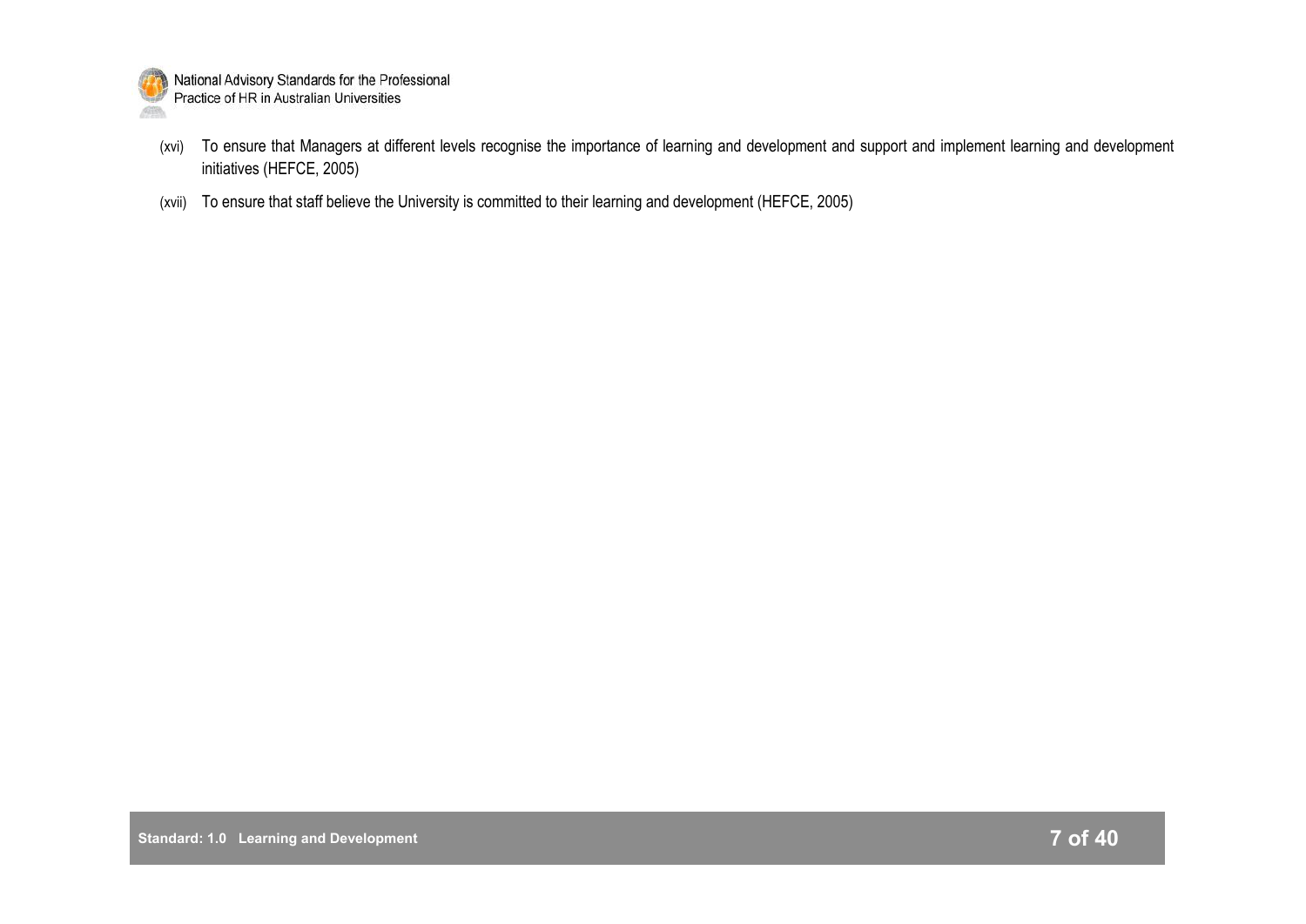(xvi) To ensure that Managers at different levels recognise the importance of learning and development and support and implement learning and development initiatives (HEFCE, 2005)

(xvii) To ensure that staff believe the University is committed to their learning and development (HEFCE, 2005)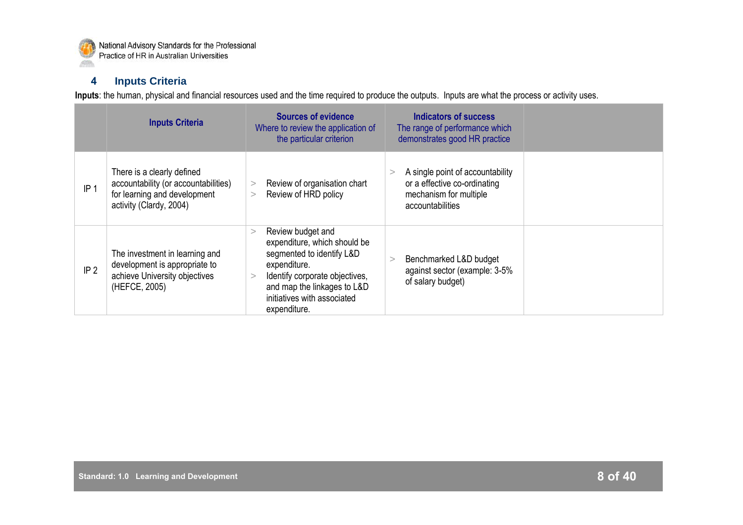## 4 Inputs Criteria

**Inputs**: the human, physical and financial resources used and the time required to produce the outputs. Inputs are what the process or activity uses.

| | Inputs Criteria | Sources of evidence<br>Where to review the application of the particular criterion | Indicators of success<br>The range of performance which demonstrates good HR practice | |
|---|---|---|---|---|
| IP 1 | There is a clearly defined accountability (or accountabilities) for learning and development activity (Clardy, 2004) | > Review of organisation chart<br>> Review of HRD policy | > A single point of accountability or a effective co-ordinating mechanism for multiple accountabilities | |
| IP 2 | The investment in learning and development is appropriate to achieve University objectives (HEFCE, 2005) | > Review budget and expenditure, which should be segmented to identify L&D expenditure.<br>> Identify corporate objectives, and map the linkages to L&D initiatives with associated expenditure. | > Benchmarked L&D budget against sector (example: 3-5% of salary budget) | |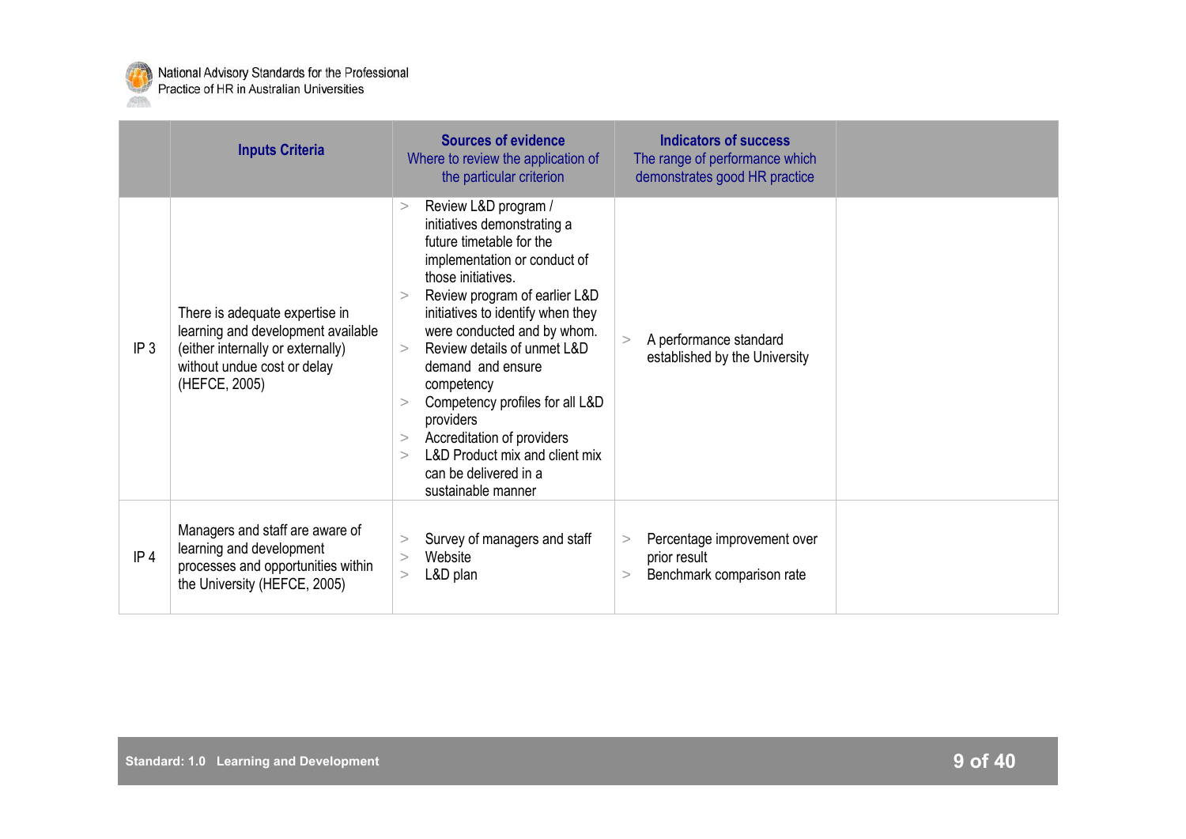| | Inputs Criteria | Sources of evidence<br>Where to review the application of the particular criterion | Indicators of success<br>The range of performance which demonstrates good HR practice | |
|---|---|---|---|---|
| IP 3 | There is adequate expertise in learning and development available (either internally or externally) without undue cost or delay (HEFCE, 2005) | > Review L&D program / initiatives demonstrating a future timetable for the implementation or conduct of those initiatives.<br>> Review program of earlier L&D initiatives to identify when they were conducted and by whom.<br>> Review details of unmet L&D demand and ensure competency<br>> Competency profiles for all L&D providers<br>> Accreditation of providers<br>> L&D Product mix and client mix can be delivered in a sustainable manner | > A performance standard established by the University | |
| IP 4 | Managers and staff are aware of learning and development processes and opportunities within the University (HEFCE, 2005) | > Survey of managers and staff<br>> Website<br>> L&D plan | > Percentage improvement over prior result<br>> Benchmark comparison rate | |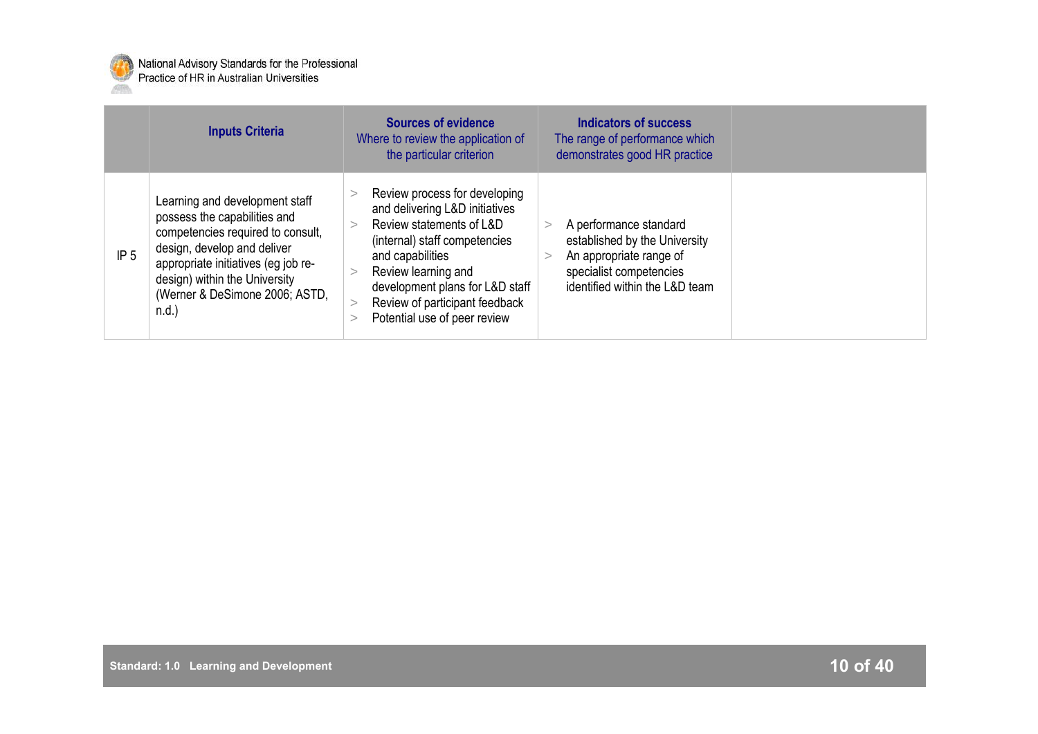| | Inputs Criteria | Sources of evidence<br>Where to review the application of the particular criterion | Indicators of success<br>The range of performance which demonstrates good HR practice | |
|---|---|---|---|---|
| IP 5 | Learning and development staff possess the capabilities and competencies required to consult, design, develop and deliver appropriate initiatives (eg job re-design) within the University (Werner & DeSimone 2006; ASTD, n.d.) | > Review process for developing and delivering L&D initiatives<br>> Review statements of L&D (internal) staff competencies and capabilities<br>> Review learning and development plans for L&D staff<br>> Review of participant feedback<br>> Potential use of peer review | > A performance standard established by the University<br>> An appropriate range of specialist competencies identified within the L&D team | |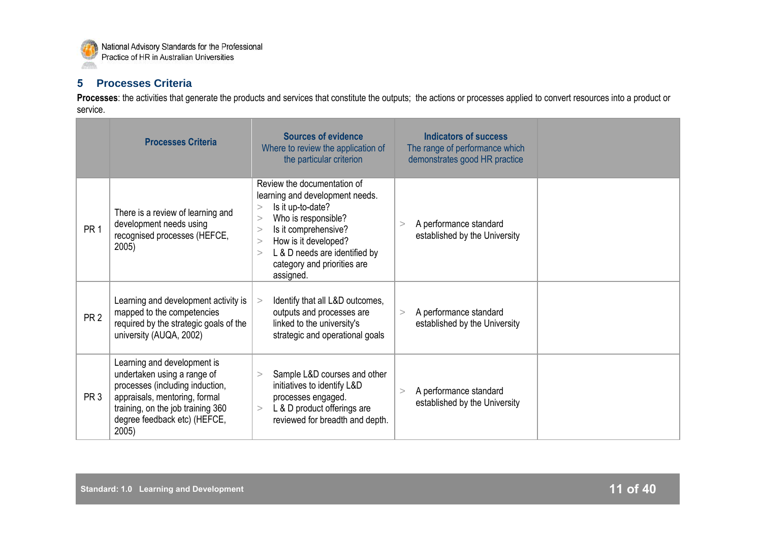## 5 Processes Criteria

**Processes**: the activities that generate the products and services that constitute the outputs; the actions or processes applied to convert resources into a product or service.

| | Processes Criteria | Sources of evidence<br>Where to review the application of the particular criterion | Indicators of success<br>The range of performance which demonstrates good HR practice | |
|---|---|---|---|---|
| PR 1 | There is a review of learning and development needs using recognised processes (HEFCE, 2005) | Review the documentation of learning and development needs.<br>> Is it up-to-date?<br>> Who is responsible?<br>> Is it comprehensive?<br>> How is it developed?<br>> L & D needs are identified by category and priorities are assigned. | > A performance standard established by the University | |
| PR 2 | Learning and development activity is mapped to the competencies required by the strategic goals of the university (AUQA, 2002) | > Identify that all L&D outcomes, outputs and processes are linked to the university's strategic and operational goals | > A performance standard established by the University | |
| PR 3 | Learning and development is undertaken using a range of processes (including induction, appraisals, mentoring, formal training, on the job training 360 degree feedback etc) (HEFCE, 2005) | > Sample L&D courses and other initiatives to identify L&D processes engaged.<br>> L & D product offerings are reviewed for breadth and depth. | > A performance standard established by the University | |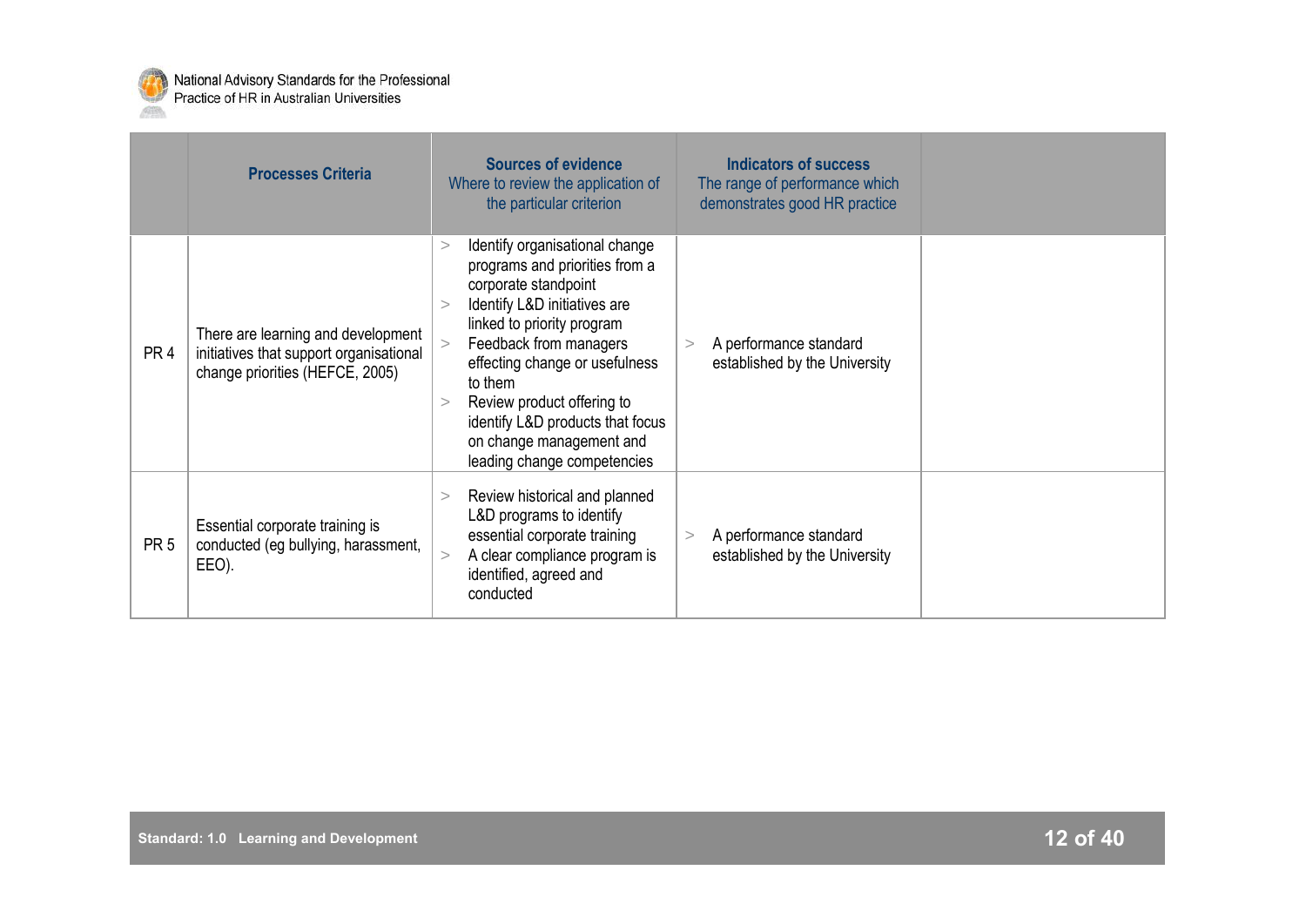| | Processes Criteria | Sources of evidence<br>Where to review the application of the particular criterion | Indicators of success<br>The range of performance which demonstrates good HR practice | |
|---|---|---|---|---|
| PR 4 | There are learning and development initiatives that support organisational change priorities (HEFCE, 2005) | > Identify organisational change programs and priorities from a corporate standpoint<br>> Identify L&D initiatives are linked to priority program<br>> Feedback from managers effecting change or usefulness to them<br>> Review product offering to identify L&D products that focus on change management and leading change competencies | > A performance standard established by the University | |
| PR 5 | Essential corporate training is conducted (eg bullying, harassment, EEO). | > Review historical and planned L&D programs to identify essential corporate training<br>> A clear compliance program is identified, agreed and conducted | > A performance standard established by the University | |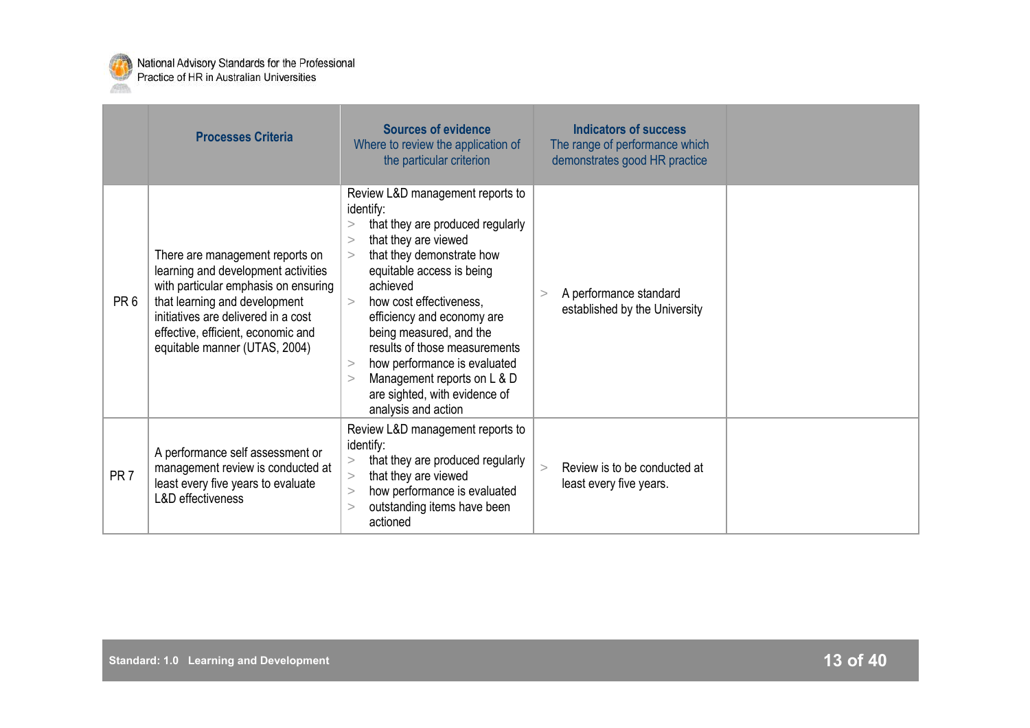| | Processes Criteria | Sources of evidence<br>Where to review the application of the particular criterion | Indicators of success<br>The range of performance which demonstrates good HR practice | |
|---|---|---|---|---|
| PR 6 | There are management reports on learning and development activities with particular emphasis on ensuring that learning and development initiatives are delivered in a cost effective, efficient, economic and equitable manner (UTAS, 2004) | Review L&D management reports to identify:<br>> that they are produced regularly<br>> that they are viewed<br>> that they demonstrate how equitable access is being achieved<br>> how cost effectiveness, efficiency and economy are being measured, and the results of those measurements<br>> how performance is evaluated<br>> Management reports on L & D are sighted, with evidence of analysis and action | > A performance standard established by the University | |
| PR 7 | A performance self assessment or management review is conducted at least every five years to evaluate L&D effectiveness | Review L&D management reports to identify:<br>> that they are produced regularly<br>> that they are viewed<br>> how performance is evaluated<br>> outstanding items have been actioned | > Review is to be conducted at least every five years. | |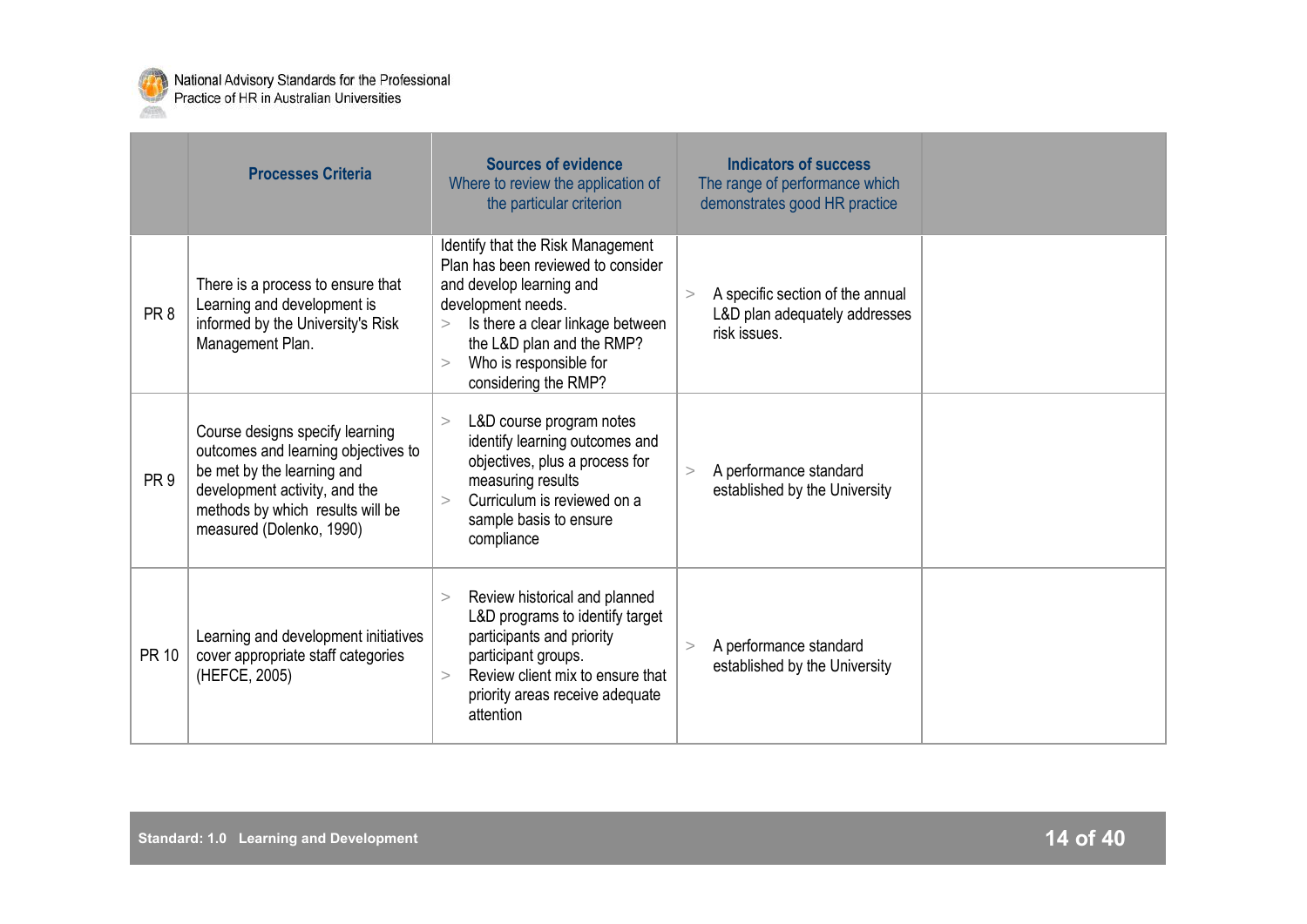| | Processes Criteria | Sources of evidence<br>Where to review the application of the particular criterion | Indicators of success<br>The range of performance which demonstrates good HR practice | |
|---|---|---|---|---|
| PR 8 | There is a process to ensure that Learning and development is informed by the University's Risk Management Plan. | Identify that the Risk Management Plan has been reviewed to consider and develop learning and development needs.<br>> Is there a clear linkage between the L&D plan and the RMP?<br>> Who is responsible for considering the RMP? | > A specific section of the annual L&D plan adequately addresses risk issues. | |
| PR 9 | Course designs specify learning outcomes and learning objectives to be met by the learning and development activity, and the methods by which results will be measured (Dolenko, 1990) | > L&D course program notes identify learning outcomes and objectives, plus a process for measuring results<br>> Curriculum is reviewed on a sample basis to ensure compliance | > A performance standard established by the University | |
| PR 10 | Learning and development initiatives cover appropriate staff categories (HEFCE, 2005) | > Review historical and planned L&D programs to identify target participants and priority participant groups.<br>> Review client mix to ensure that priority areas receive adequate attention | > A performance standard established by the University | |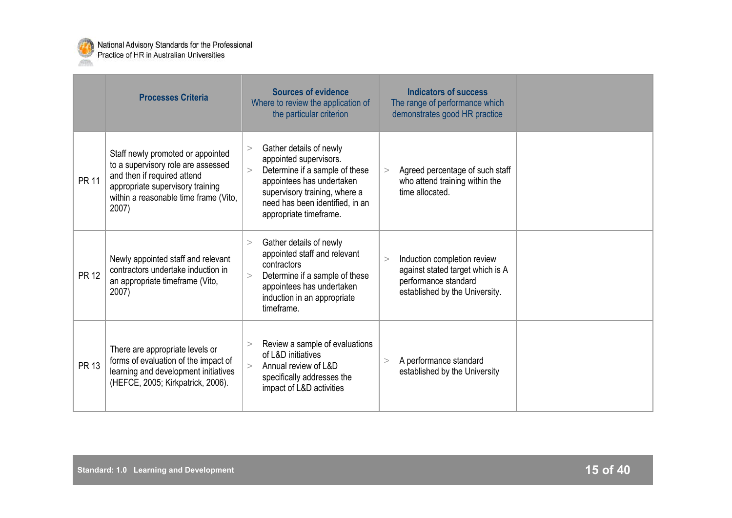| | Processes Criteria | Sources of evidence<br>Where to review the application of the particular criterion | Indicators of success<br>The range of performance which demonstrates good HR practice | |
|---|---|---|---|---|
| PR 11 | Staff newly promoted or appointed to a supervisory role are assessed and then if required attend appropriate supervisory training within a reasonable time frame (Vito, 2007) | > Gather details of newly appointed supervisors.<br>> Determine if a sample of these appointees has undertaken supervisory training, where a need has been identified, in an appropriate timeframe. | > Agreed percentage of such staff who attend training within the time allocated. | |
| PR 12 | Newly appointed staff and relevant contractors undertake induction in an appropriate timeframe (Vito, 2007) | > Gather details of newly appointed staff and relevant contractors<br>> Determine if a sample of these appointees has undertaken induction in an appropriate timeframe. | > Induction completion review against stated target which is A performance standard established by the University. | |
| PR 13 | There are appropriate levels or forms of evaluation of the impact of learning and development initiatives (HEFCE, 2005; Kirkpatrick, 2006). | > Review a sample of evaluations of L&D initiatives<br>> Annual review of L&D specifically addresses the impact of L&D activities | > A performance standard established by the University | |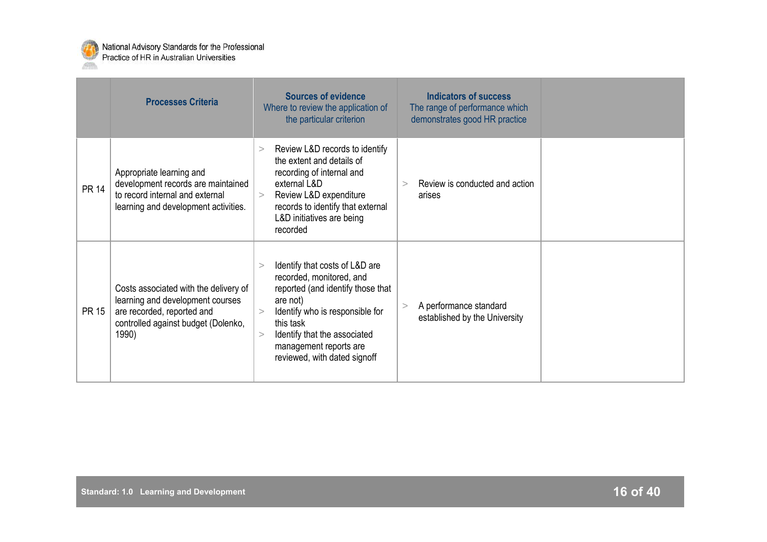| | Processes Criteria | Sources of evidence Where to review the application of the particular criterion | Indicators of success The range of performance which demonstrates good HR practice | |
|---|---|---|---|---|
| PR 14 | Appropriate learning and development records are maintained to record internal and external learning and development activities. | > Review L&D records to identify the extent and details of recording of internal and external L&D<br>> Review L&D expenditure records to identify that external L&D initiatives are being recorded | > Review is conducted and action arises | |
| PR 15 | Costs associated with the delivery of learning and development courses are recorded, reported and controlled against budget (Dolenko, 1990) | > Identify that costs of L&D are recorded, monitored, and reported (and identify those that are not)<br>> Identify who is responsible for this task<br>> Identify that the associated management reports are reviewed, with dated signoff | > A performance standard established by the University | |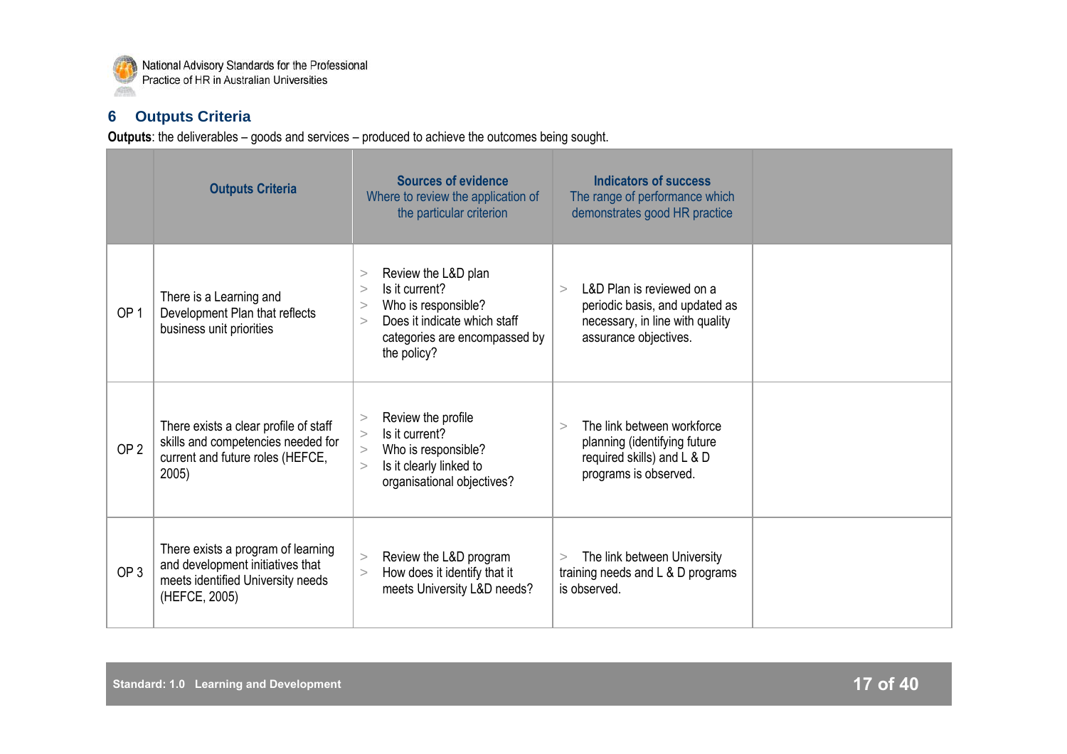## 6 Outputs Criteria

**Outputs**: the deliverables – goods and services – produced to achieve the outcomes being sought.

| | Outputs Criteria | Sources of evidence<br>Where to review the application of the particular criterion | Indicators of success<br>The range of performance which demonstrates good HR practice | |
|---|---|---|---|---|
| OP 1 | There is a Learning and Development Plan that reflects business unit priorities | > Review the L&D plan<br>> Is it current?<br>> Who is responsible?<br>> Does it indicate which staff categories are encompassed by the policy? | > L&D Plan is reviewed on a periodic basis, and updated as necessary, in line with quality assurance objectives. | |
| OP 2 | There exists a clear profile of staff skills and competencies needed for current and future roles (HEFCE, 2005) | > Review the profile<br>> Is it current?<br>> Who is responsible?<br>> Is it clearly linked to organisational objectives? | > The link between workforce planning (identifying future required skills) and L & D programs is observed. | |
| OP 3 | There exists a program of learning and development initiatives that meets identified University needs (HEFCE, 2005) | > Review the L&D program<br>> How does it identify that it meets University L&D needs? | > The link between University training needs and L & D programs is observed. | |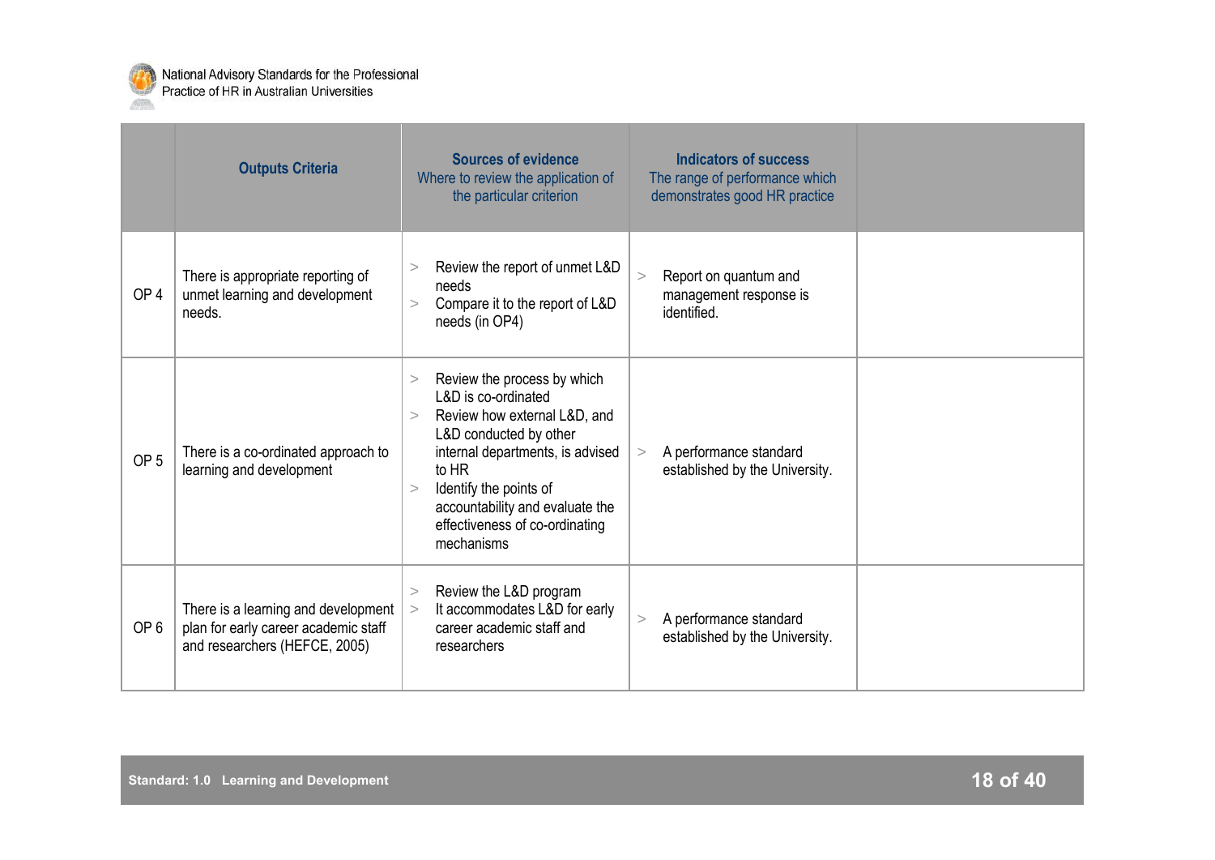| | Outputs Criteria | Sources of evidence<br>Where to review the application of the particular criterion | Indicators of success<br>The range of performance which demonstrates good HR practice | |
|---|---|---|---|---|
| OP 4 | There is appropriate reporting of unmet learning and development needs. | > Review the report of unmet L&D needs<br>> Compare it to the report of L&D needs (in OP4) | > Report on quantum and management response is identified. | |
| OP 5 | There is a co-ordinated approach to learning and development | > Review the process by which L&D is co-ordinated<br>> Review how external L&D, and L&D conducted by other internal departments, is advised to HR<br>> Identify the points of accountability and evaluate the effectiveness of co-ordinating mechanisms | > A performance standard established by the University. | |
| OP 6 | There is a learning and development plan for early career academic staff and researchers (HEFCE, 2005) | > Review the L&D program<br>> It accommodates L&D for early career academic staff and researchers | > A performance standard established by the University. | |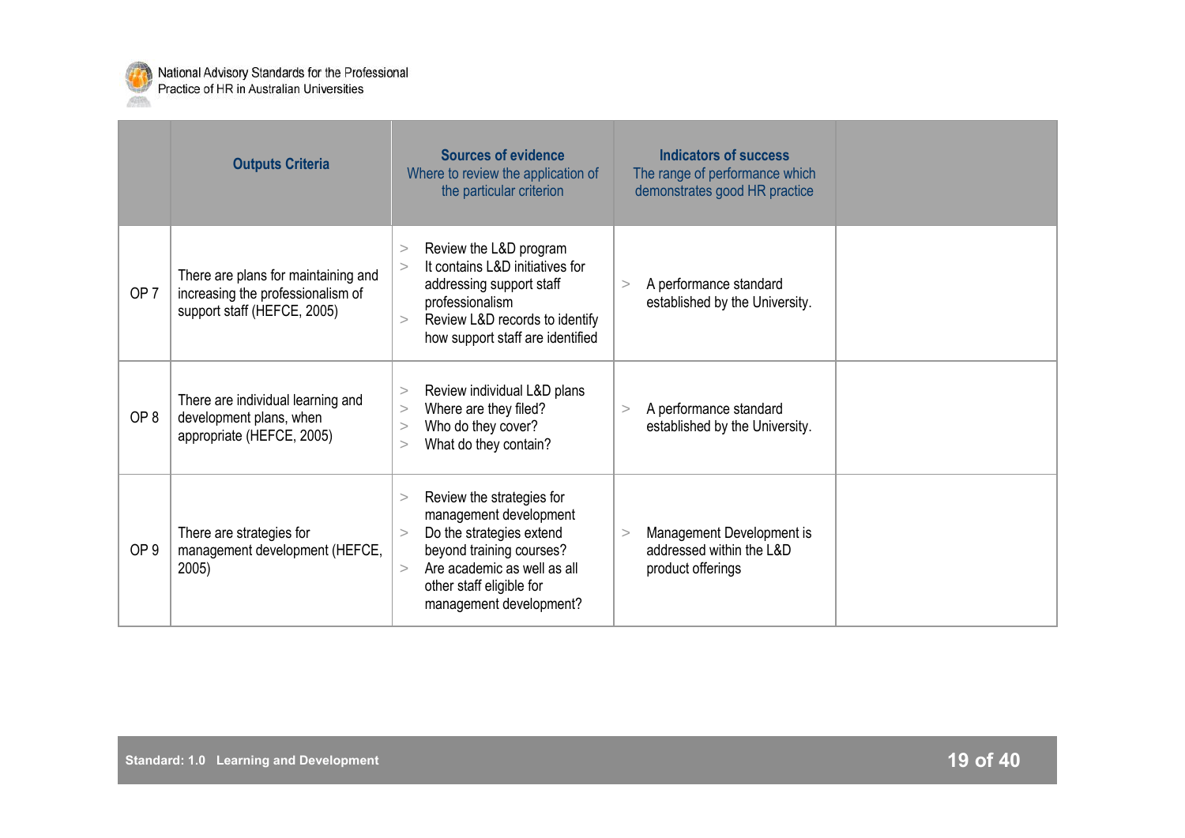| | Outputs Criteria | Sources of evidence<br>Where to review the application of the particular criterion | Indicators of success<br>The range of performance which demonstrates good HR practice | |
|---|---|---|---|---|
| OP 7 | There are plans for maintaining and increasing the professionalism of support staff (HEFCE, 2005) | > Review the L&D program<br>> It contains L&D initiatives for addressing support staff professionalism<br>> Review L&D records to identify how support staff are identified | > A performance standard established by the University. | |
| OP 8 | There are individual learning and development plans, when appropriate (HEFCE, 2005) | > Review individual L&D plans<br>> Where are they filed?<br>> Who do they cover?<br>> What do they contain? | > A performance standard established by the University. | |
| OP 9 | There are strategies for management development (HEFCE, 2005) | > Review the strategies for management development<br>> Do the strategies extend beyond training courses?<br>> Are academic as well as all other staff eligible for management development? | > Management Development is addressed within the L&D product offerings | |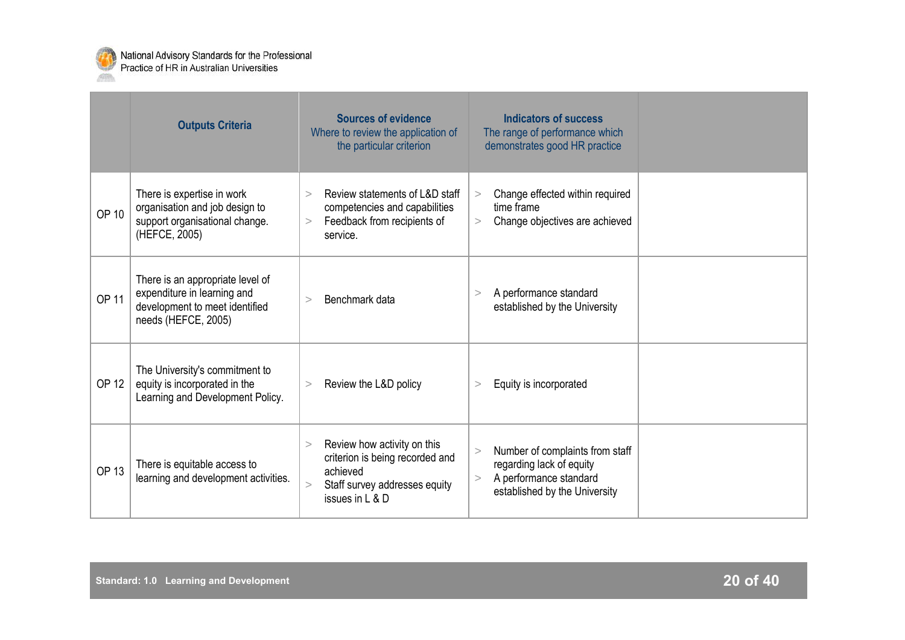| | Outputs Criteria | Sources of evidence<br>Where to review the application of the particular criterion | Indicators of success<br>The range of performance which demonstrates good HR practice | |
|---|---|---|---|---|
| OP 10 | There is expertise in work organisation and job design to support organisational change. (HEFCE, 2005) | > Review statements of L&D staff competencies and capabilities<br>> Feedback from recipients of service. | > Change effected within required time frame<br>> Change objectives are achieved | |
| OP 11 | There is an appropriate level of expenditure in learning and development to meet identified needs (HEFCE, 2005) | > Benchmark data | > A performance standard established by the University | |
| OP 12 | The University's commitment to equity is incorporated in the Learning and Development Policy. | > Review the L&D policy | > Equity is incorporated | |
| OP 13 | There is equitable access to learning and development activities. | > Review how activity on this criterion is being recorded and achieved<br>> Staff survey addresses equity issues in L & D | > Number of complaints from staff regarding lack of equity<br>> A performance standard established by the University | |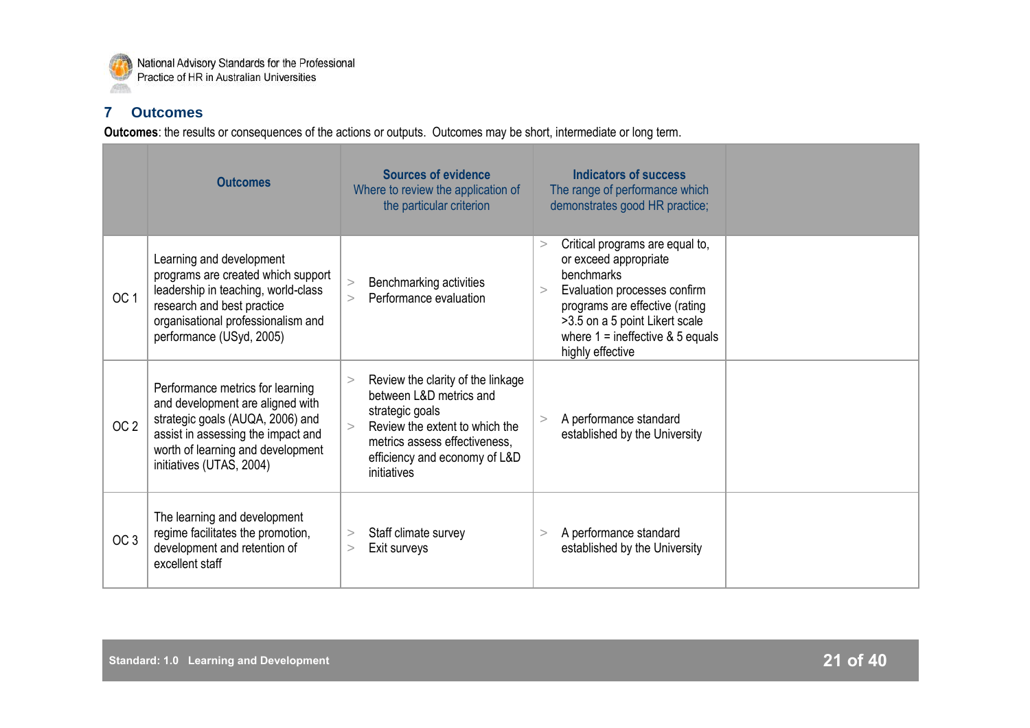## 7 Outcomes

**Outcomes**: the results or consequences of the actions or outputs. Outcomes may be short, intermediate or long term.

| | Outcomes | **Sources of evidence** Where to review the application of the particular criterion | **Indicators of success** The range of performance which demonstrates good HR practice; | |
|---|---|---|---|---|
| OC 1 | Learning and development programs are created which support leadership in teaching, world-class research and best practice organisational professionalism and performance (USyd, 2005) | > Benchmarking activities<br>> Performance evaluation | > Critical programs are equal to, or exceed appropriate benchmarks<br>> Evaluation processes confirm programs are effective (rating >3.5 on a 5 point Likert scale where 1 = ineffective & 5 equals highly effective | |
| OC 2 | Performance metrics for learning and development are aligned with strategic goals (AUQA, 2006) and assist in assessing the impact and worth of learning and development initiatives (UTAS, 2004) | > Review the clarity of the linkage between L&D metrics and strategic goals<br>> Review the extent to which the metrics assess effectiveness, efficiency and economy of L&D initiatives | > A performance standard established by the University | |
| OC 3 | The learning and development regime facilitates the promotion, development and retention of excellent staff | > Staff climate survey<br>> Exit surveys | > A performance standard established by the University | |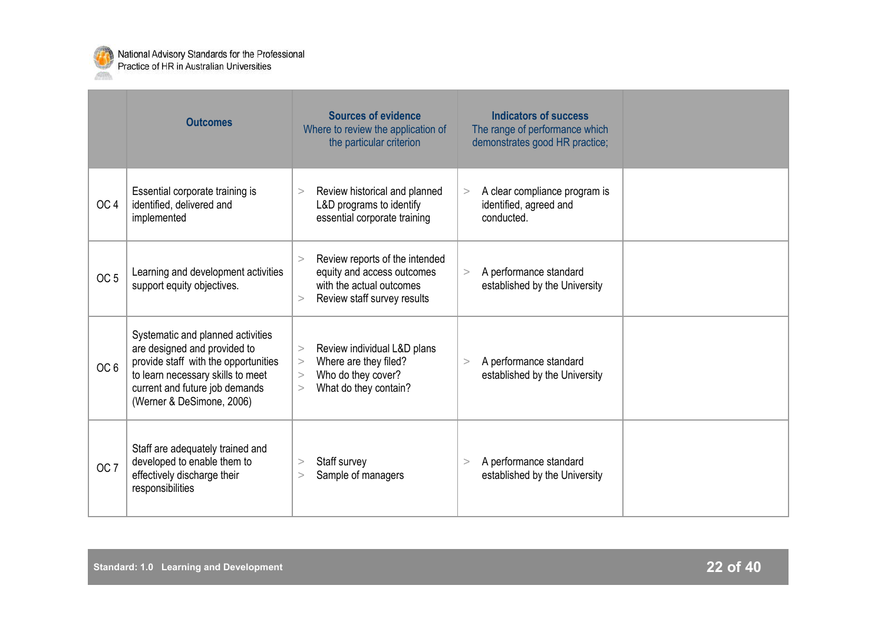| | Outcomes | Sources of evidence<br>Where to review the application of the particular criterion | Indicators of success<br>The range of performance which demonstrates good HR practice; | |
|---|---|---|---|---|
| OC 4 | Essential corporate training is identified, delivered and implemented | > Review historical and planned L&D programs to identify essential corporate training | > A clear compliance program is identified, agreed and conducted. | |
| OC 5 | Learning and development activities support equity objectives. | > Review reports of the intended equity and access outcomes with the actual outcomes<br>> Review staff survey results | > A performance standard established by the University | |
| OC 6 | Systematic and planned activities are designed and provided to provide staff with the opportunities to learn necessary skills to meet current and future job demands (Werner & DeSimone, 2006) | > Review individual L&D plans<br>> Where are they filed?<br>> Who do they cover?<br>> What do they contain? | > A performance standard established by the University | |
| OC 7 | Staff are adequately trained and developed to enable them to effectively discharge their responsibilities | > Staff survey<br>> Sample of managers | > A performance standard established by the University | |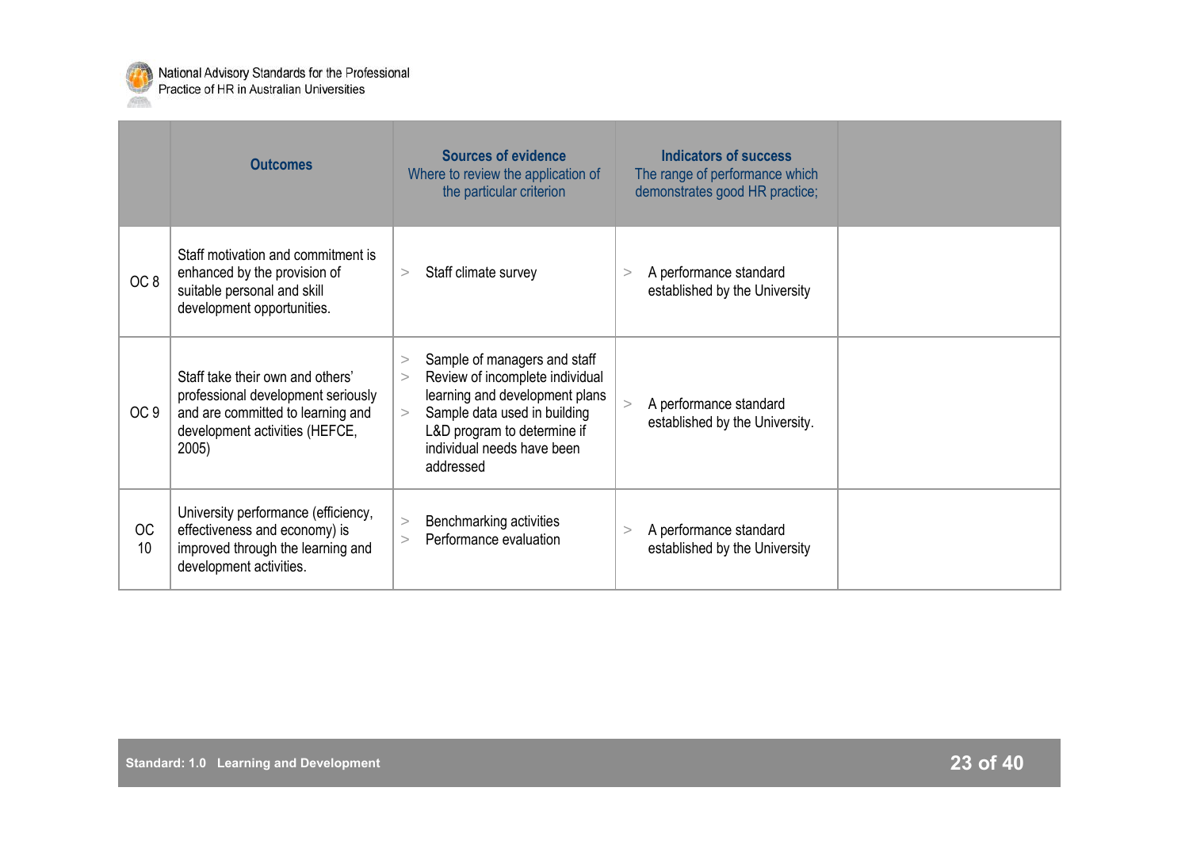| | Outcomes | **Sources of evidence** Where to review the application of the particular criterion | **Indicators of success** The range of performance which demonstrates good HR practice; | |
|---|---|---|---|---|
| OC 8 | Staff motivation and commitment is enhanced by the provision of suitable personal and skill development opportunities. | > Staff climate survey | > A performance standard established by the University | |
| OC 9 | Staff take their own and others' professional development seriously and are committed to learning and development activities (HEFCE, 2005) | > Sample of managers and staff<br>> Review of incomplete individual learning and development plans<br>> Sample data used in building L&D program to determine if individual needs have been addressed | > A performance standard established by the University. | |
| OC 10 | University performance (efficiency, effectiveness and economy) is improved through the learning and development activities. | > Benchmarking activities<br>> Performance evaluation | > A performance standard established by the University | |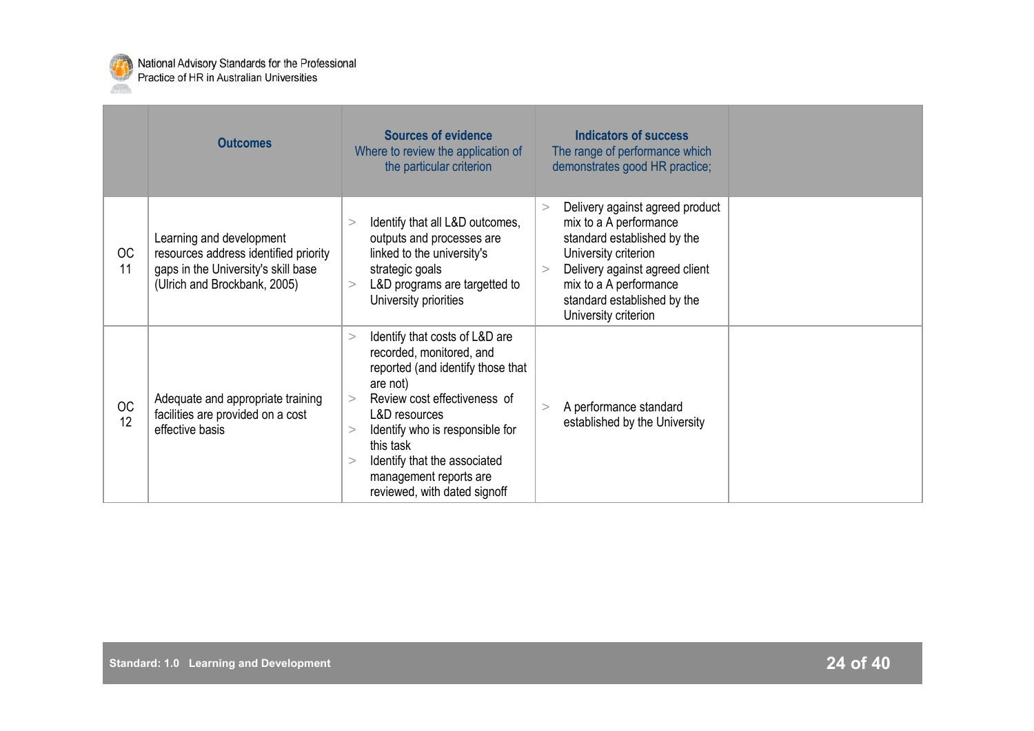| | Outcomes | Sources of evidence<br>Where to review the application of the particular criterion | Indicators of success<br>The range of performance which demonstrates good HR practice; | |
|---|---|---|---|---|
| OC 11 | Learning and development resources address identified priority gaps in the University's skill base (Ulrich and Brockbank, 2005) | > Identify that all L&D outcomes, outputs and processes are linked to the university's strategic goals<br>> L&D programs are targetted to University priorities | > Delivery against agreed product mix to a A performance standard established by the University criterion<br>> Delivery against agreed client mix to a A performance standard established by the University criterion | |
| OC 12 | Adequate and appropriate training facilities are provided on a cost effective basis | > Identify that costs of L&D are recorded, monitored, and reported (and identify those that are not)<br>> Review cost effectiveness of L&D resources<br>> Identify who is responsible for this task<br>> Identify that the associated management reports are reviewed, with dated signoff | > A performance standard established by the University | |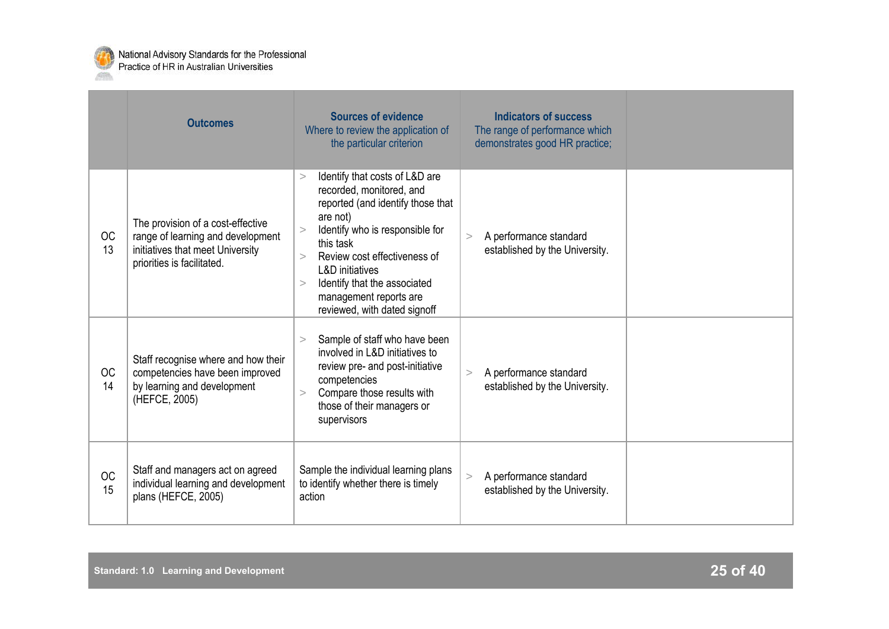| | Outcomes | Sources of evidence<br>Where to review the application of the particular criterion | Indicators of success<br>The range of performance which demonstrates good HR practice; | |
|---|---|---|---|---|
| OC 13 | The provision of a cost-effective range of learning and development initiatives that meet University priorities is facilitated. | > Identify that costs of L&D are recorded, monitored, and reported (and identify those that are not)<br>> Identify who is responsible for this task<br>> Review cost effectiveness of L&D initiatives<br>> Identify that the associated management reports are reviewed, with dated signoff | > A performance standard established by the University. | |
| OC 14 | Staff recognise where and how their competencies have been improved by learning and development (HEFCE, 2005) | > Sample of staff who have been involved in L&D initiatives to review pre- and post-initiative competencies<br>> Compare those results with those of their managers or supervisors | > A performance standard established by the University. | |
| OC 15 | Staff and managers act on agreed individual learning and development plans (HEFCE, 2005) | Sample the individual learning plans to identify whether there is timely action | > A performance standard established by the University. | |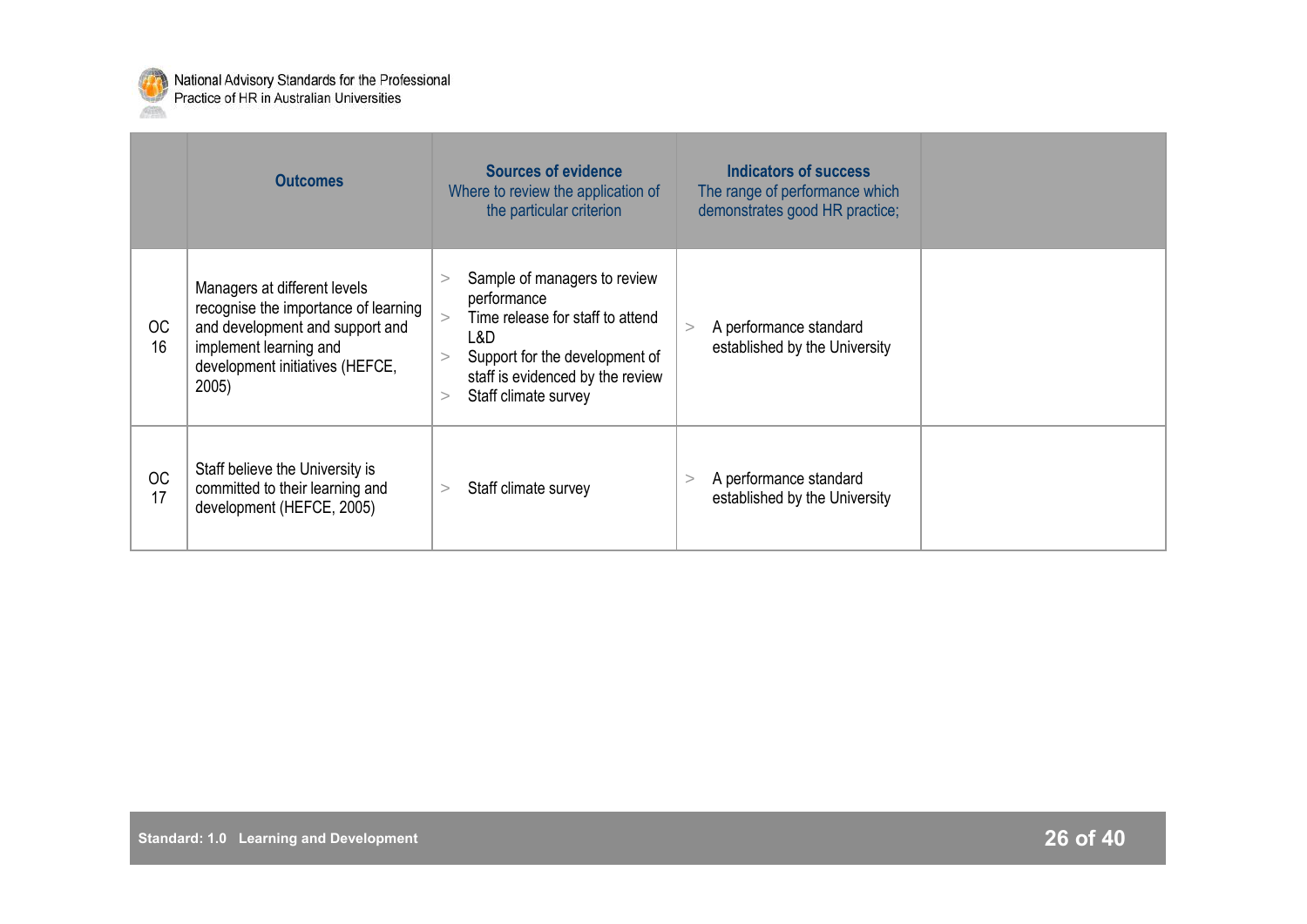| | Outcomes | Sources of evidence<br>Where to review the application of the particular criterion | Indicators of success<br>The range of performance which demonstrates good HR practice; | |
|---|---|---|---|---|
| OC 16 | Managers at different levels recognise the importance of learning and development and support and implement learning and development initiatives (HEFCE, 2005) | > Sample of managers to review performance<br>> Time release for staff to attend L&D<br>> Support for the development of staff is evidenced by the review<br>> Staff climate survey | > A performance standard established by the University | |
| OC 17 | Staff believe the University is committed to their learning and development (HEFCE, 2005) | > Staff climate survey | > A performance standard established by the University | |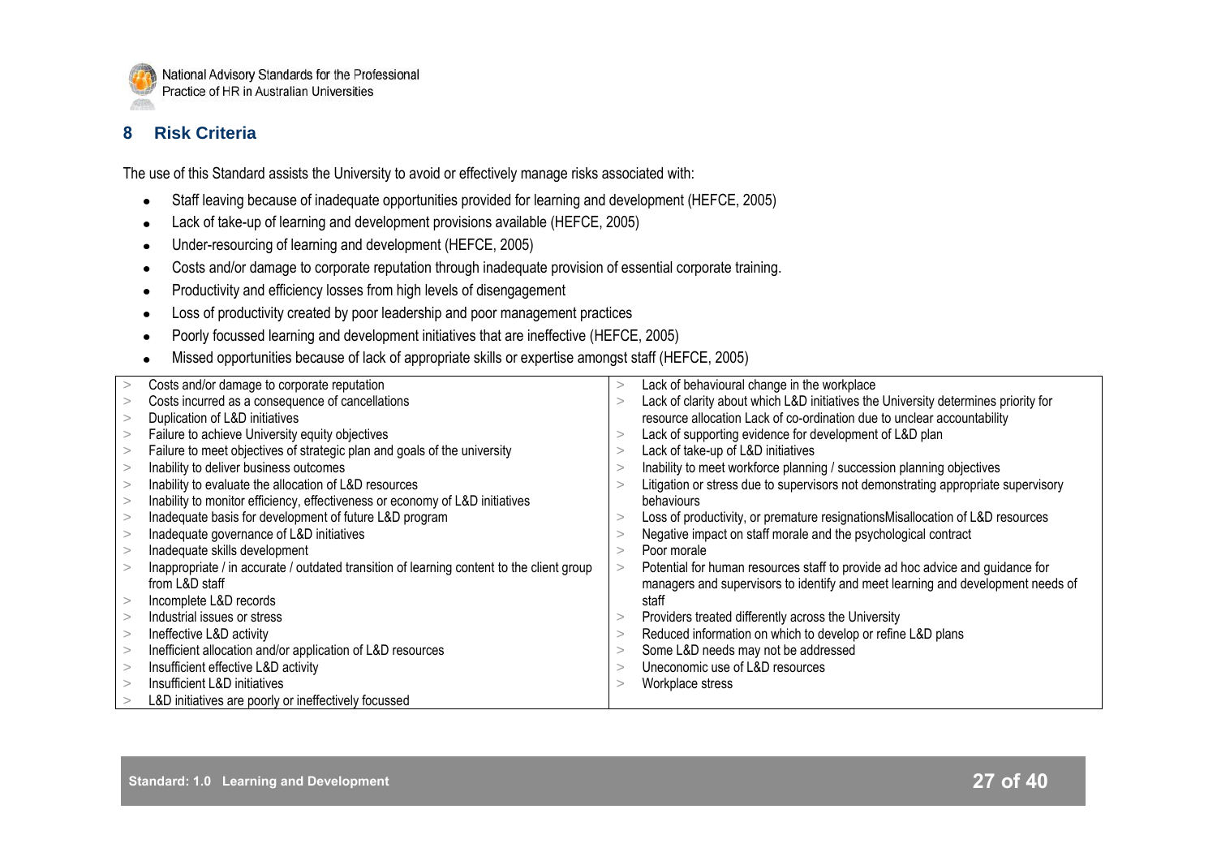## 8 Risk Criteria

The use of this Standard assists the University to avoid or effectively manage risks associated with:

- Staff leaving because of inadequate opportunities provided for learning and development (HEFCE, 2005)
- Lack of take-up of learning and development provisions available (HEFCE, 2005)
- Under-resourcing of learning and development (HEFCE, 2005)
- Costs and/or damage to corporate reputation through inadequate provision of essential corporate training.
- Productivity and efficiency losses from high levels of disengagement
- Loss of productivity created by poor leadership and poor management practices
- Poorly focussed learning and development initiatives that are ineffective (HEFCE, 2005)
- Missed opportunities because of lack of appropriate skills or expertise amongst staff (HEFCE, 2005)

| | |
|---|---|
| > Costs and/or damage to corporate reputation<br>> Costs incurred as a consequence of cancellations<br>> Duplication of L&D initiatives<br>> Failure to achieve University equity objectives<br>> Failure to meet objectives of strategic plan and goals of the university<br>> Inability to deliver business outcomes<br>> Inability to evaluate the allocation of L&D resources<br>> Inability to monitor efficiency, effectiveness or economy of L&D initiatives<br>> Inadequate basis for development of future L&D program<br>> Inadequate governance of L&D initiatives<br>> Inadequate skills development<br>> Inappropriate / in accurate / outdated transition of learning content to the client group from L&D staff<br>> Incomplete L&D records<br>> Industrial issues or stress<br>> Ineffective L&D activity<br>> Inefficient allocation and/or application of L&D resources<br>> Insufficient effective L&D activity<br>> Insufficient L&D initiatives<br>> L&D initiatives are poorly or ineffectively focussed | > Lack of behavioural change in the workplace<br>> Lack of clarity about which L&D initiatives the University determines priority for resource allocation Lack of co-ordination due to unclear accountability<br>> Lack of supporting evidence for development of L&D plan<br>> Lack of take-up of L&D initiatives<br>> Inability to meet workforce planning / succession planning objectives<br>> Litigation or stress due to supervisors not demonstrating appropriate supervisory behaviours<br>> Loss of productivity, or premature resignationsMisallocation of L&D resources<br>> Negative impact on staff morale and the psychological contract<br>> Poor morale<br>> Potential for human resources staff to provide ad hoc advice and guidance for managers and supervisors to identify and meet learning and development needs of staff<br>> Providers treated differently across the University<br>> Reduced information on which to develop or refine L&D plans<br>> Some L&D needs may not be addressed<br>> Uneconomic use of L&D resources<br>> Workplace stress |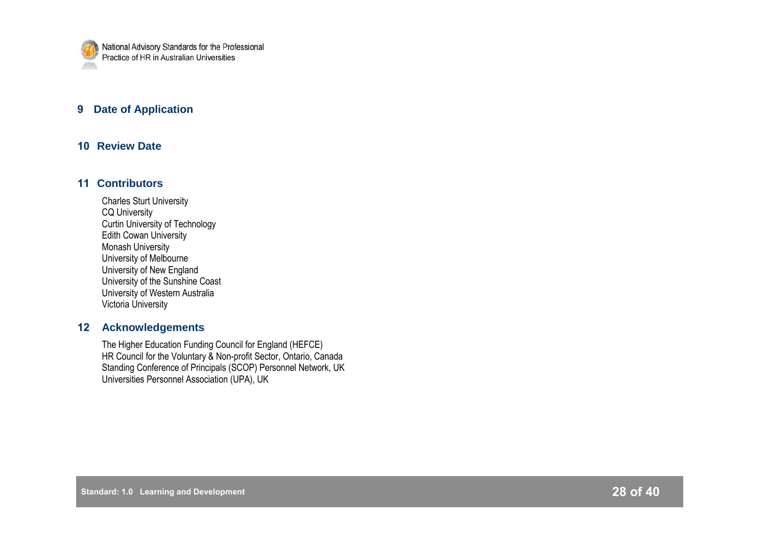## 9 Date of Application

## 10 Review Date

## 11 Contributors

Charles Sturt University
CQ University
Curtin University of Technology
Edith Cowan University
Monash University
University of Melbourne
University of New England
University of the Sunshine Coast
University of Western Australia
Victoria University

## 12 Acknowledgements

The Higher Education Funding Council for England (HEFCE)
HR Council for the Voluntary & Non-profit Sector, Ontario, Canada
Standing Conference of Principals (SCOP) Personnel Network, UK
Universities Personnel Association (UPA), UK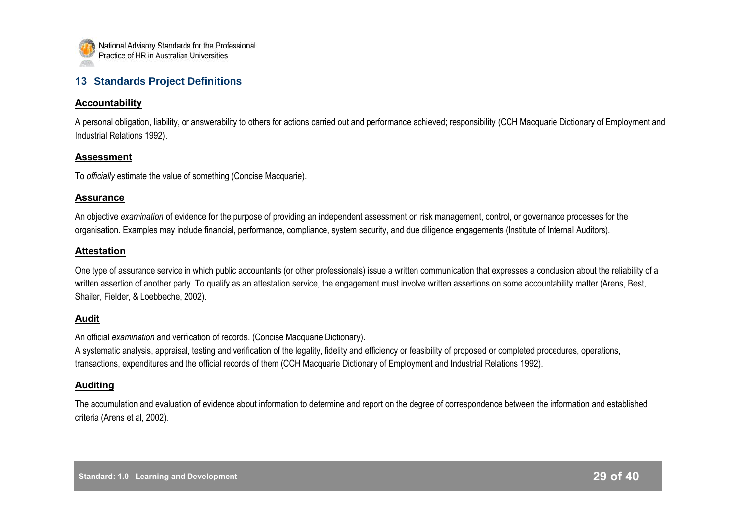## 13 Standards Project Definitions

**Accountability**

A personal obligation, liability, or answerability to others for actions carried out and performance achieved; responsibility (CCH Macquarie Dictionary of Employment and Industrial Relations 1992).

**Assessment**

To *officially* estimate the value of something (Concise Macquarie).

**Assurance**

An objective *examination* of evidence for the purpose of providing an independent assessment on risk management, control, or governance processes for the organisation. Examples may include financial, performance, compliance, system security, and due diligence engagements (Institute of Internal Auditors).

**Attestation**

One type of assurance service in which public accountants (or other professionals) issue a written communication that expresses a conclusion about the reliability of a written assertion of another party. To qualify as an attestation service, the engagement must involve written assertions on some accountability matter (Arens, Best, Shailer, Fielder, & Loebbeche, 2002).

**Audit**

An official *examination* and verification of records. (Concise Macquarie Dictionary).

A systematic analysis, appraisal, testing and verification of the legality, fidelity and efficiency or feasibility of proposed or completed procedures, operations, transactions, expenditures and the official records of them (CCH Macquarie Dictionary of Employment and Industrial Relations 1992).

**Auditing**

The accumulation and evaluation of evidence about information to determine and report on the degree of correspondence between the information and established criteria (Arens et al, 2002).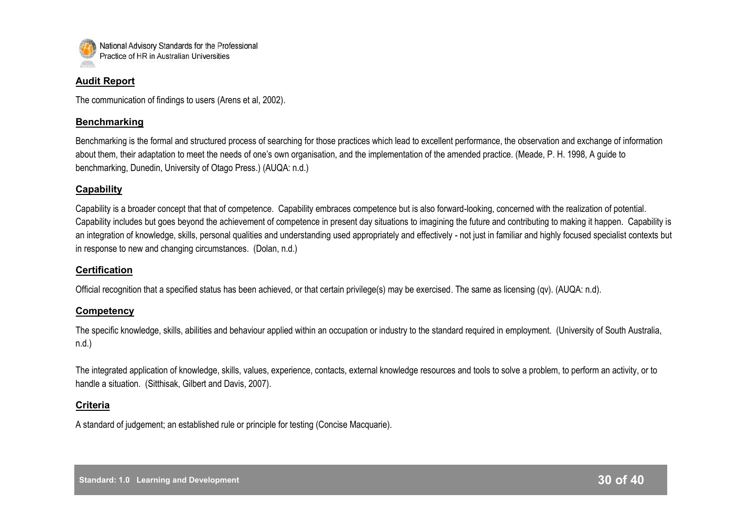## Audit Report

The communication of findings to users (Arens et al, 2002).

## Benchmarking

Benchmarking is the formal and structured process of searching for those practices which lead to excellent performance, the observation and exchange of information about them, their adaptation to meet the needs of one's own organisation, and the implementation of the amended practice. (Meade, P. H. 1998, A guide to benchmarking, Dunedin, University of Otago Press.) (AUQA: n.d.)

## Capability

Capability is a broader concept that that of competence. Capability embraces competence but is also forward-looking, concerned with the realization of potential. Capability includes but goes beyond the achievement of competence in present day situations to imagining the future and contributing to making it happen. Capability is an integration of knowledge, skills, personal qualities and understanding used appropriately and effectively - not just in familiar and highly focused specialist contexts but in response to new and changing circumstances. (Dolan, n.d.)

## Certification

Official recognition that a specified status has been achieved, or that certain privilege(s) may be exercised. The same as licensing (qv). (AUQA: n.d).

## Competency

The specific knowledge, skills, abilities and behaviour applied within an occupation or industry to the standard required in employment. (University of South Australia, n.d.)

The integrated application of knowledge, skills, values, experience, contacts, external knowledge resources and tools to solve a problem, to perform an activity, or to handle a situation. (Sitthisak, Gilbert and Davis, 2007).

## Criteria

A standard of judgement; an established rule or principle for testing (Concise Macquarie).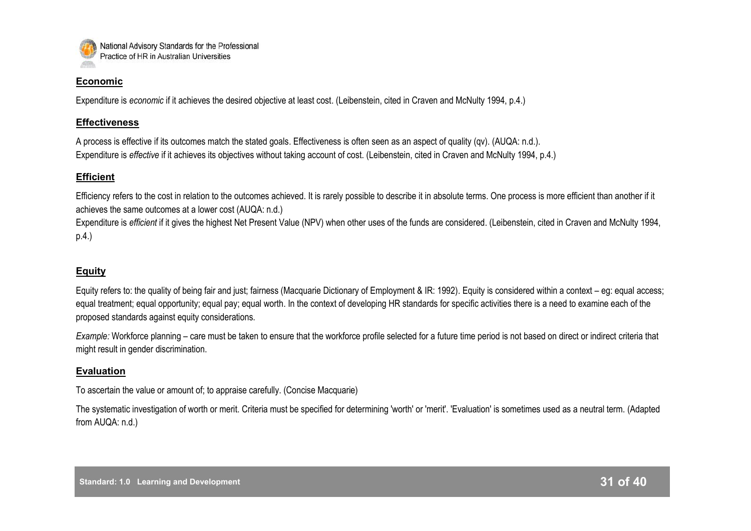**Economic**

Expenditure is *economic* if it achieves the desired objective at least cost. (Leibenstein, cited in Craven and McNulty 1994, p.4.)

**Effectiveness**

A process is effective if its outcomes match the stated goals. Effectiveness is often seen as an aspect of quality (qv). (AUQA: n.d.).
Expenditure is *effective* if it achieves its objectives without taking account of cost. (Leibenstein, cited in Craven and McNulty 1994, p.4.)

**Efficient**

Efficiency refers to the cost in relation to the outcomes achieved. It is rarely possible to describe it in absolute terms. One process is more efficient than another if it achieves the same outcomes at a lower cost (AUQA: n.d.)
Expenditure is *efficient* if it gives the highest Net Present Value (NPV) when other uses of the funds are considered. (Leibenstein, cited in Craven and McNulty 1994, p.4.)

**Equity**

Equity refers to: the quality of being fair and just; fairness (Macquarie Dictionary of Employment & IR: 1992). Equity is considered within a context – eg: equal access; equal treatment; equal opportunity; equal pay; equal worth. In the context of developing HR standards for specific activities there is a need to examine each of the proposed standards against equity considerations.

*Example:* Workforce planning – care must be taken to ensure that the workforce profile selected for a future time period is not based on direct or indirect criteria that might result in gender discrimination.

**Evaluation**

To ascertain the value or amount of; to appraise carefully. (Concise Macquarie)

The systematic investigation of worth or merit. Criteria must be specified for determining 'worth' or 'merit'. 'Evaluation' is sometimes used as a neutral term. (Adapted from AUQA: n.d.)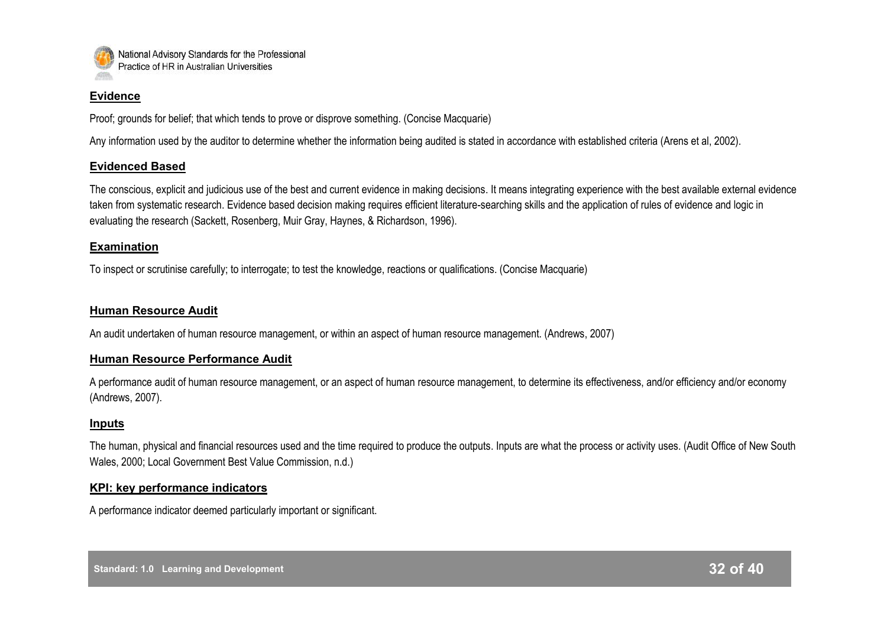### Evidence

Proof; grounds for belief; that which tends to prove or disprove something. (Concise Macquarie)

Any information used by the auditor to determine whether the information being audited is stated in accordance with established criteria (Arens et al, 2002).

### Evidenced Based

The conscious, explicit and judicious use of the best and current evidence in making decisions. It means integrating experience with the best available external evidence taken from systematic research. Evidence based decision making requires efficient literature-searching skills and the application of rules of evidence and logic in evaluating the research (Sackett, Rosenberg, Muir Gray, Haynes, & Richardson, 1996).

### Examination

To inspect or scrutinise carefully; to interrogate; to test the knowledge, reactions or qualifications. (Concise Macquarie)

### Human Resource Audit

An audit undertaken of human resource management, or within an aspect of human resource management. (Andrews, 2007)

### Human Resource Performance Audit

A performance audit of human resource management, or an aspect of human resource management, to determine its effectiveness, and/or efficiency and/or economy (Andrews, 2007).

### Inputs

The human, physical and financial resources used and the time required to produce the outputs. Inputs are what the process or activity uses. (Audit Office of New South Wales, 2000; Local Government Best Value Commission, n.d.)

### KPI: key performance indicators

A performance indicator deemed particularly important or significant.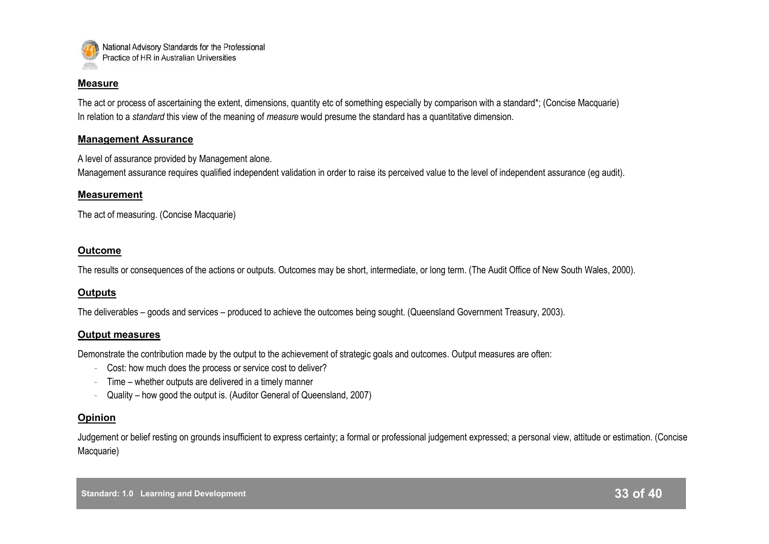## Measure

The act or process of ascertaining the extent, dimensions, quantity etc of something especially by comparison with a standard*; (Concise Macquarie)
In relation to a *standard* this view of the meaning of *measure* would presume the standard has a quantitative dimension.

## Management Assurance

A level of assurance provided by Management alone.
Management assurance requires qualified independent validation in order to raise its perceived value to the level of independent assurance (eg audit).

## Measurement

The act of measuring. (Concise Macquarie)

## Outcome

The results or consequences of the actions or outputs. Outcomes may be short, intermediate, or long term. (The Audit Office of New South Wales, 2000).

## Outputs

The deliverables – goods and services – produced to achieve the outcomes being sought. (Queensland Government Treasury, 2003).

## Output measures

Demonstrate the contribution made by the output to the achievement of strategic goals and outcomes. Output measures are often:

- Cost: how much does the process or service cost to deliver?
- Time – whether outputs are delivered in a timely manner
- Quality – how good the output is. (Auditor General of Queensland, 2007)

## Opinion

Judgement or belief resting on grounds insufficient to express certainty; a formal or professional judgement expressed; a personal view, attitude or estimation. (Concise Macquarie)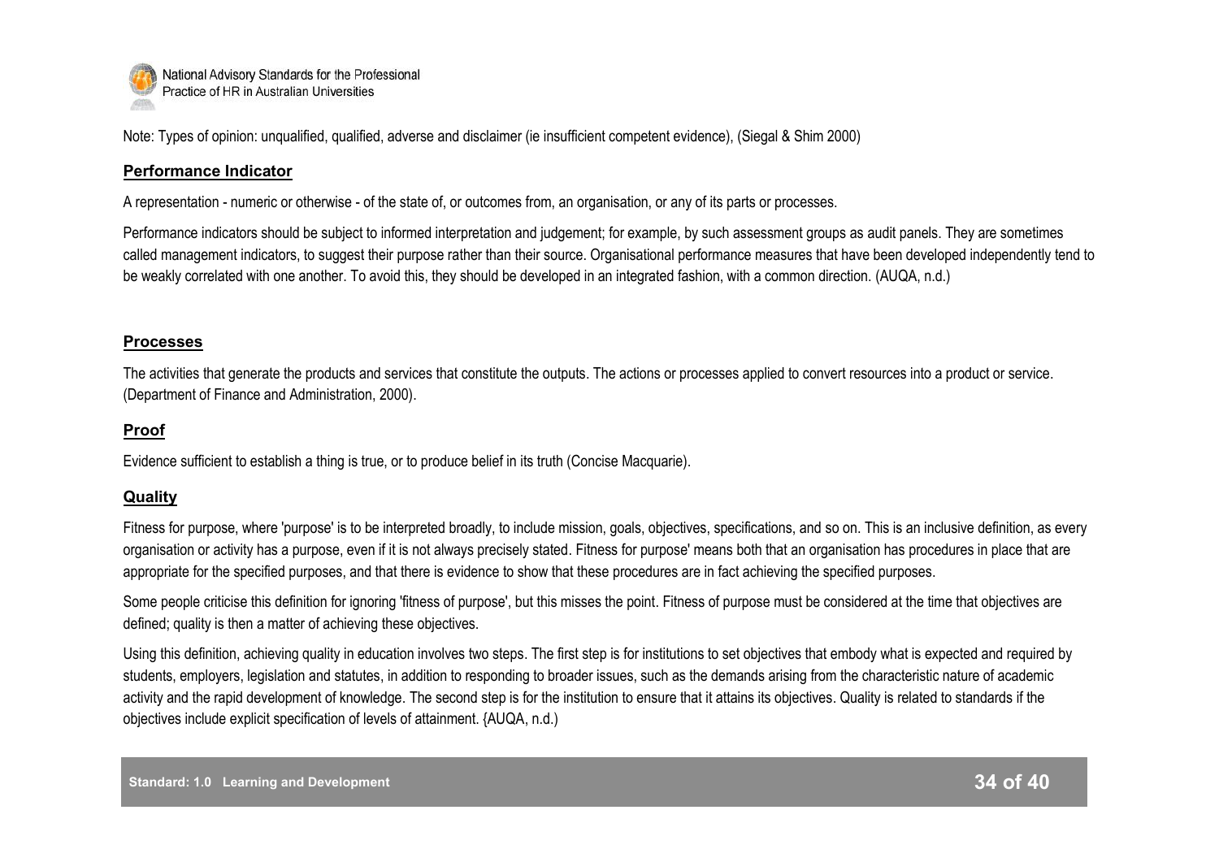Note: Types of opinion: unqualified, qualified, adverse and disclaimer (ie insufficient competent evidence), (Siegal & Shim 2000)

## **Performance Indicator**

A representation - numeric or otherwise - of the state of, or outcomes from, an organisation, or any of its parts or processes.

Performance indicators should be subject to informed interpretation and judgement; for example, by such assessment groups as audit panels. They are sometimes called management indicators, to suggest their purpose rather than their source. Organisational performance measures that have been developed independently tend to be weakly correlated with one another. To avoid this, they should be developed in an integrated fashion, with a common direction. (AUQA, n.d.)

## **Processes**

The activities that generate the products and services that constitute the outputs. The actions or processes applied to convert resources into a product or service. (Department of Finance and Administration, 2000).

## **Proof**

Evidence sufficient to establish a thing is true, or to produce belief in its truth (Concise Macquarie).

## **Quality**

Fitness for purpose, where 'purpose' is to be interpreted broadly, to include mission, goals, objectives, specifications, and so on. This is an inclusive definition, as every organisation or activity has a purpose, even if it is not always precisely stated. Fitness for purpose' means both that an organisation has procedures in place that are appropriate for the specified purposes, and that there is evidence to show that these procedures are in fact achieving the specified purposes.

Some people criticise this definition for ignoring 'fitness of purpose', but this misses the point. Fitness of purpose must be considered at the time that objectives are defined; quality is then a matter of achieving these objectives.

Using this definition, achieving quality in education involves two steps. The first step is for institutions to set objectives that embody what is expected and required by students, employers, legislation and statutes, in addition to responding to broader issues, such as the demands arising from the characteristic nature of academic activity and the rapid development of knowledge. The second step is for the institution to ensure that it attains its objectives. Quality is related to standards if the objectives include explicit specification of levels of attainment. {AUQA, n.d.)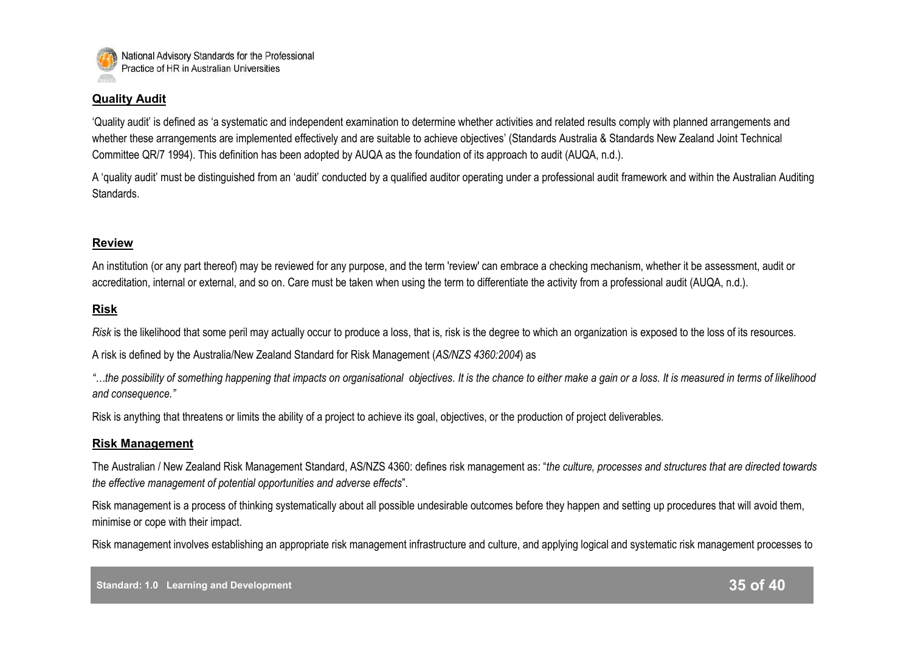## Quality Audit

'Quality audit' is defined as 'a systematic and independent examination to determine whether activities and related results comply with planned arrangements and whether these arrangements are implemented effectively and are suitable to achieve objectives' (Standards Australia & Standards New Zealand Joint Technical Committee QR/7 1994). This definition has been adopted by AUQA as the foundation of its approach to audit (AUQA, n.d.).

A 'quality audit' must be distinguished from an 'audit' conducted by a qualified auditor operating under a professional audit framework and within the Australian Auditing Standards.

## Review

An institution (or any part thereof) may be reviewed for any purpose, and the term 'review' can embrace a checking mechanism, whether it be assessment, audit or accreditation, internal or external, and so on. Care must be taken when using the term to differentiate the activity from a professional audit (AUQA, n.d.).

## Risk

*Risk* is the likelihood that some peril may actually occur to produce a loss, that is, risk is the degree to which an organization is exposed to the loss of its resources.

A risk is defined by the Australia/New Zealand Standard for Risk Management (*AS/NZS 4360:2004*) as

*"…the possibility of something happening that impacts on organisational objectives. It is the chance to either make a gain or a loss. It is measured in terms of likelihood and consequence."*

Risk is anything that threatens or limits the ability of a project to achieve its goal, objectives, or the production of project deliverables.

## Risk Management

The Australian / New Zealand Risk Management Standard, AS/NZS 4360: defines risk management as: "*the culture, processes and structures that are directed towards the effective management of potential opportunities and adverse effects*".

Risk management is a process of thinking systematically about all possible undesirable outcomes before they happen and setting up procedures that will avoid them, minimise or cope with their impact.

Risk management involves establishing an appropriate risk management infrastructure and culture, and applying logical and systematic risk management processes to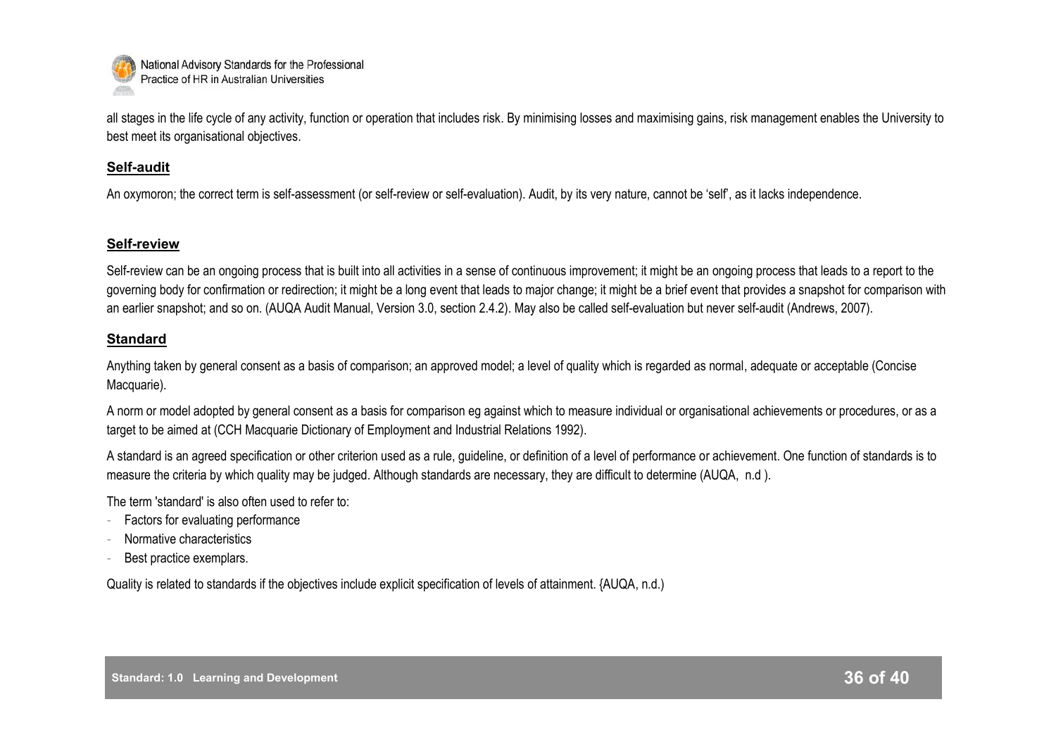all stages in the life cycle of any activity, function or operation that includes risk. By minimising losses and maximising gains, risk management enables the University to best meet its organisational objectives.

### Self-audit

An oxymoron; the correct term is self-assessment (or self-review or self-evaluation). Audit, by its very nature, cannot be 'self', as it lacks independence.

### Self-review

Self-review can be an ongoing process that is built into all activities in a sense of continuous improvement; it might be an ongoing process that leads to a report to the governing body for confirmation or redirection; it might be a long event that leads to major change; it might be a brief event that provides a snapshot for comparison with an earlier snapshot; and so on. (AUQA Audit Manual, Version 3.0, section 2.4.2). May also be called self-evaluation but never self-audit (Andrews, 2007).

### Standard

Anything taken by general consent as a basis of comparison; an approved model; a level of quality which is regarded as normal, adequate or acceptable (Concise Macquarie).

A norm or model adopted by general consent as a basis for comparison eg against which to measure individual or organisational achievements or procedures, or as a target to be aimed at (CCH Macquarie Dictionary of Employment and Industrial Relations 1992).

A standard is an agreed specification or other criterion used as a rule, guideline, or definition of a level of performance or achievement. One function of standards is to measure the criteria by which quality may be judged. Although standards are necessary, they are difficult to determine (AUQA, n.d ).

The term 'standard' is also often used to refer to:

- Factors for evaluating performance
- Normative characteristics
- Best practice exemplars.

Quality is related to standards if the objectives include explicit specification of levels of attainment. {AUQA, n.d.)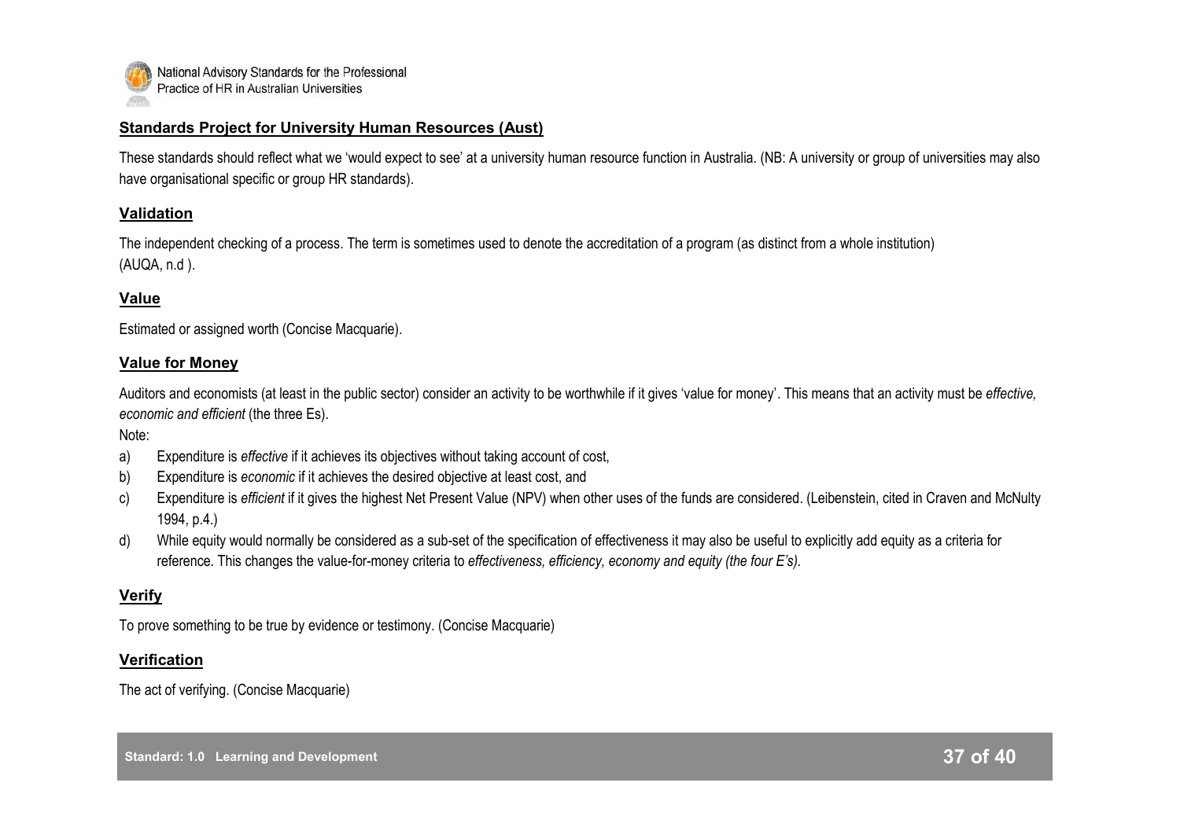## Standards Project for University Human Resources (Aust)

These standards should reflect what we 'would expect to see' at a university human resource function in Australia. (NB: A university or group of universities may also have organisational specific or group HR standards).

## Validation

The independent checking of a process. The term is sometimes used to denote the accreditation of a program (as distinct from a whole institution) (AUQA, n.d ).

## Value

Estimated or assigned worth (Concise Macquarie).

## Value for Money

Auditors and economists (at least in the public sector) consider an activity to be worthwhile if it gives 'value for money'. This means that an activity must be *effective, economic and efficient* (the three Es).

Note:

a) Expenditure is *effective* if it achieves its objectives without taking account of cost,

b) Expenditure is *economic* if it achieves the desired objective at least cost, and

c) Expenditure is *efficient* if it gives the highest Net Present Value (NPV) when other uses of the funds are considered. (Leibenstein, cited in Craven and McNulty 1994, p.4.)

d) While equity would normally be considered as a sub-set of the specification of effectiveness it may also be useful to explicitly add equity as a criteria for reference. This changes the value-for-money criteria to *effectiveness, efficiency, economy and equity (the four E's).*

## Verify

To prove something to be true by evidence or testimony. (Concise Macquarie)

## Verification

The act of verifying. (Concise Macquarie)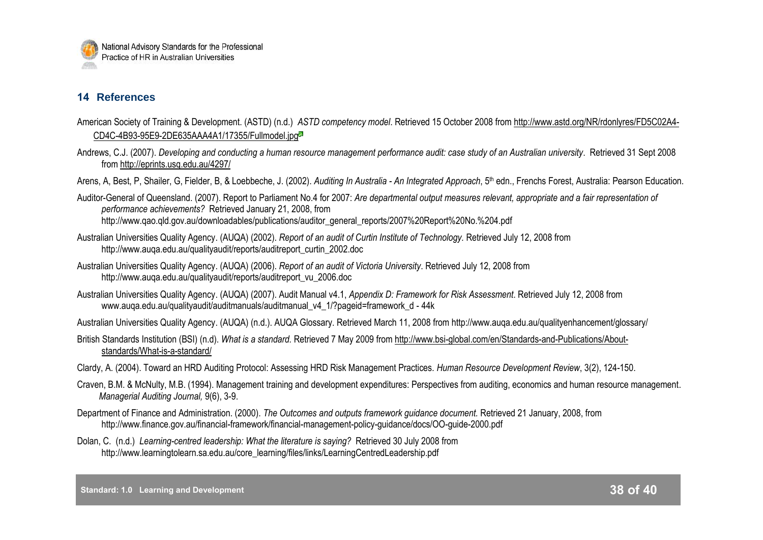## 14 References

American Society of Training & Development. (ASTD) (n.d.) *ASTD competency model*. Retrieved 15 October 2008 from http://www.astd.org/NR/rdonlyres/FD5C02A4-CD4C-4B93-95E9-2DE635AAA4A1/17355/Fullmodel.jpg

Andrews, C.J. (2007). *Developing and conducting a human resource management performance audit: case study of an Australian university*. Retrieved 31 Sept 2008 from http://eprints.usq.edu.au/4297/

Arens, A, Best, P, Shailer, G, Fielder, B, & Loebbeche, J. (2002). *Auditing In Australia - An Integrated Approach*, 5th edn., Frenchs Forest, Australia: Pearson Education.

Auditor-General of Queensland. (2007). Report to Parliament No.4 for 2007: *Are departmental output measures relevant, appropriate and a fair representation of performance achievements?* Retrieved January 21, 2008, from http://www.qao.qld.gov.au/downloadables/publications/auditor_general_reports/2007%20Report%20No.%204.pdf

Australian Universities Quality Agency. (AUQA) (2002). *Report of an audit of Curtin Institute of Technology.* Retrieved July 12, 2008 from http://www.auqa.edu.au/qualityaudit/reports/auditreport_curtin_2002.doc

Australian Universities Quality Agency. (AUQA) (2006). *Report of an audit of Victoria University*. Retrieved July 12, 2008 from http://www.auqa.edu.au/qualityaudit/reports/auditreport_vu_2006.doc

Australian Universities Quality Agency. (AUQA) (2007). Audit Manual v4.1, *Appendix D: Framework for Risk Assessment*. Retrieved July 12, 2008 from www.auqa.edu.au/qualityaudit/auditmanuals/auditmanual_v4_1/?pageid=framework_d - 44k

Australian Universities Quality Agency. (AUQA) (n.d.). AUQA Glossary. Retrieved March 11, 2008 from http://www.auqa.edu.au/qualityenhancement/glossary/

British Standards Institution (BSI) (n.d). *What is a standard.* Retrieved 7 May 2009 from http://www.bsi-global.com/en/Standards-and-Publications/About-standards/What-is-a-standard/

Clardy, A. (2004). Toward an HRD Auditing Protocol: Assessing HRD Risk Management Practices. *Human Resource Development Review*, 3(2), 124-150.

Craven, B.M. & McNulty, M.B. (1994). Management training and development expenditures: Perspectives from auditing, economics and human resource management. *Managerial Auditing Journal,* 9(6), 3-9.

Department of Finance and Administration. (2000). *The Outcomes and outputs framework guidance document.* Retrieved 21 January, 2008, from http://www.finance.gov.au/financial-framework/financial-management-policy-guidance/docs/OO-guide-2000.pdf

Dolan, C. (n.d.) *Learning-centred leadership: What the literature is saying?* Retrieved 30 July 2008 from http://www.learningtolearn.sa.edu.au/core_learning/files/links/LearningCentredLeadership.pdf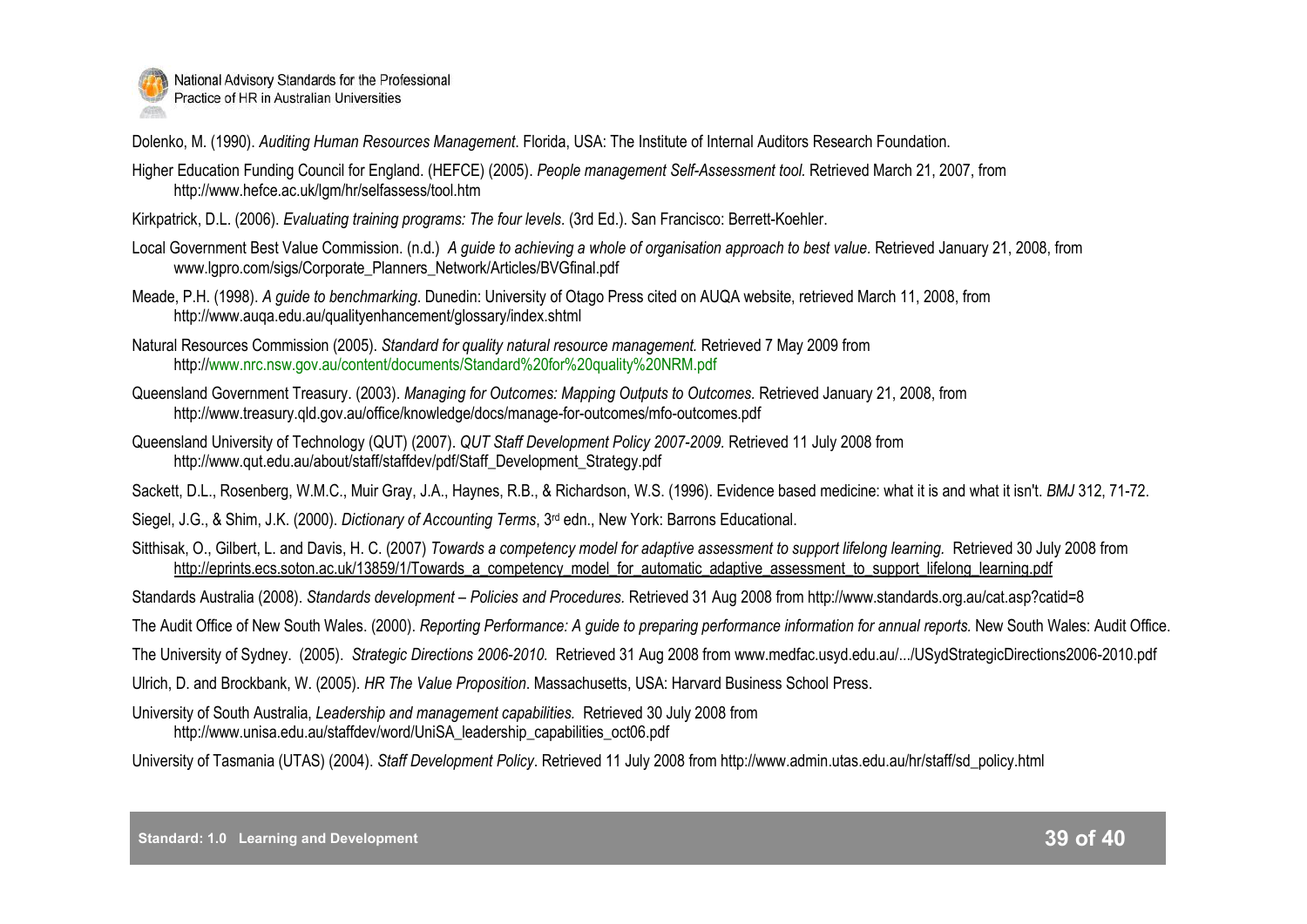Dolenko, M. (1990). *Auditing Human Resources Management*. Florida, USA: The Institute of Internal Auditors Research Foundation.

Higher Education Funding Council for England. (HEFCE) (2005). *People management Self-Assessment tool.* Retrieved March 21, 2007, from http://www.hefce.ac.uk/lgm/hr/selfassess/tool.htm

Kirkpatrick, D.L. (2006). *Evaluating training programs: The four levels.* (3rd Ed.). San Francisco: Berrett-Koehler.

Local Government Best Value Commission. (n.d.) *A guide to achieving a whole of organisation approach to best value.* Retrieved January 21, 2008, from www.lgpro.com/sigs/Corporate_Planners_Network/Articles/BVGfinal.pdf

Meade, P.H. (1998). *A guide to benchmarking*. Dunedin: University of Otago Press cited on AUQA website, retrieved March 11, 2008, from http://www.auqa.edu.au/qualityenhancement/glossary/index.shtml

Natural Resources Commission (2005). *Standard for quality natural resource management.* Retrieved 7 May 2009 from http://www.nrc.nsw.gov.au/content/documents/Standard%20for%20quality%20NRM.pdf

Queensland Government Treasury. (2003). *Managing for Outcomes: Mapping Outputs to Outcomes.* Retrieved January 21, 2008, from http://www.treasury.qld.gov.au/office/knowledge/docs/manage-for-outcomes/mfo-outcomes.pdf

Queensland University of Technology (QUT) (2007). *QUT Staff Development Policy 2007-2009.* Retrieved 11 July 2008 from http://www.qut.edu.au/about/staff/staffdev/pdf/Staff_Development_Strategy.pdf

Sackett, D.L., Rosenberg, W.M.C., Muir Gray, J.A., Haynes, R.B., & Richardson, W.S. (1996). Evidence based medicine: what it is and what it isn't. *BMJ* 312, 71-72.

Siegel, J.G., & Shim, J.K. (2000). *Dictionary of Accounting Terms*, 3rd edn., New York: Barrons Educational.

Sitthisak, O., Gilbert, L. and Davis, H. C. (2007) *Towards a competency model for adaptive assessment to support lifelong learning.* Retrieved 30 July 2008 from http://eprints.ecs.soton.ac.uk/13859/1/Towards_a_competency_model_for_automatic_adaptive_assessment_to_support_lifelong_learning.pdf

Standards Australia (2008). *Standards development – Policies and Procedures.* Retrieved 31 Aug 2008 from http://www.standards.org.au/cat.asp?catid=8

The Audit Office of New South Wales. (2000). *Reporting Performance: A guide to preparing performance information for annual reports.* New South Wales: Audit Office.

The University of Sydney. (2005). *Strategic Directions 2006-2010.* Retrieved 31 Aug 2008 from www.medfac.usyd.edu.au/.../USydStrategicDirections2006-2010.pdf

Ulrich, D. and Brockbank, W. (2005). *HR The Value Proposition*. Massachusetts, USA: Harvard Business School Press.

University of South Australia, *Leadership and management capabilities.* Retrieved 30 July 2008 from http://www.unisa.edu.au/staffdev/word/UniSA_leadership_capabilities_oct06.pdf

University of Tasmania (UTAS) (2004). *Staff Development Policy*. Retrieved 11 July 2008 from http://www.admin.utas.edu.au/hr/staff/sd_policy.html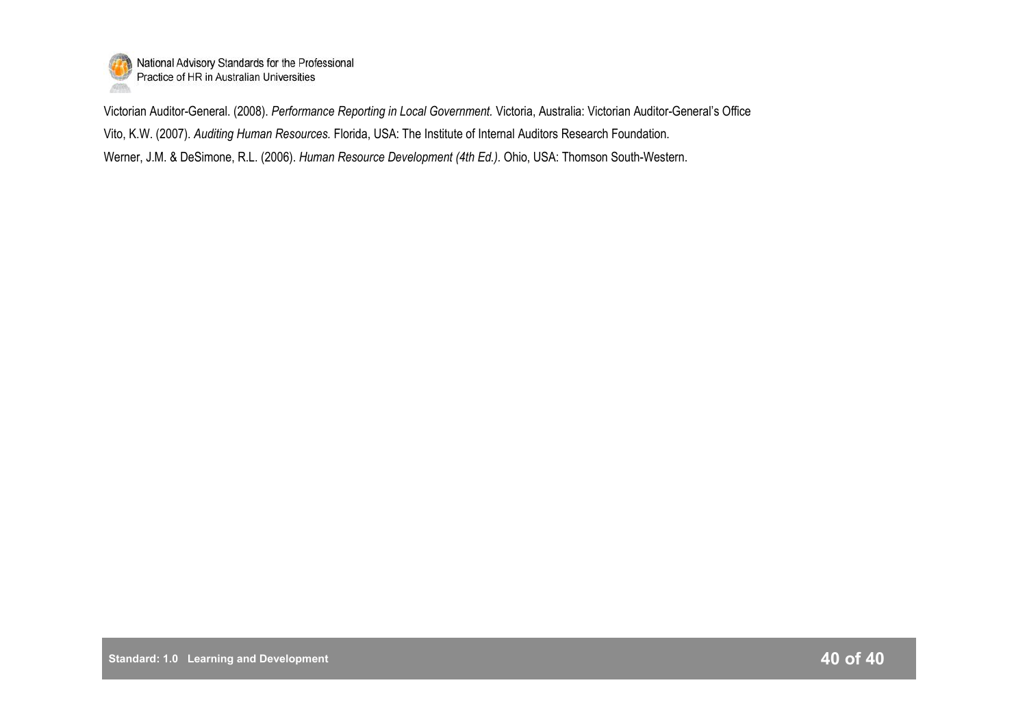Victorian Auditor-General. (2008). *Performance Reporting in Local Government.* Victoria, Australia: Victorian Auditor-General's Office

Vito, K.W. (2007). *Auditing Human Resources.* Florida, USA: The Institute of Internal Auditors Research Foundation.

Werner, J.M. & DeSimone, R.L. (2006). *Human Resource Development (4th Ed.)*. Ohio, USA: Thomson South-Western.